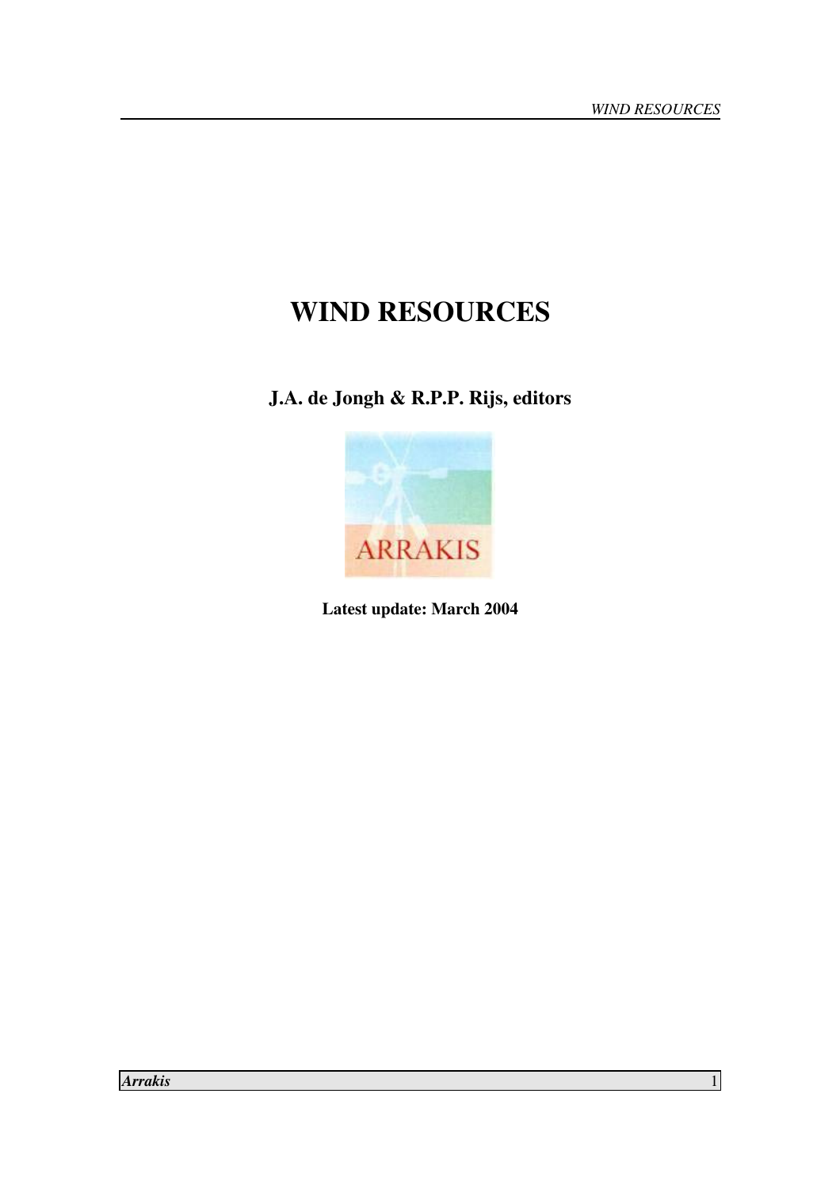# WIND RESOURCES

**J.A. de Jongh & R.P.P. Rijs, editors**

ARRAKIS

**Latest update: March 2004**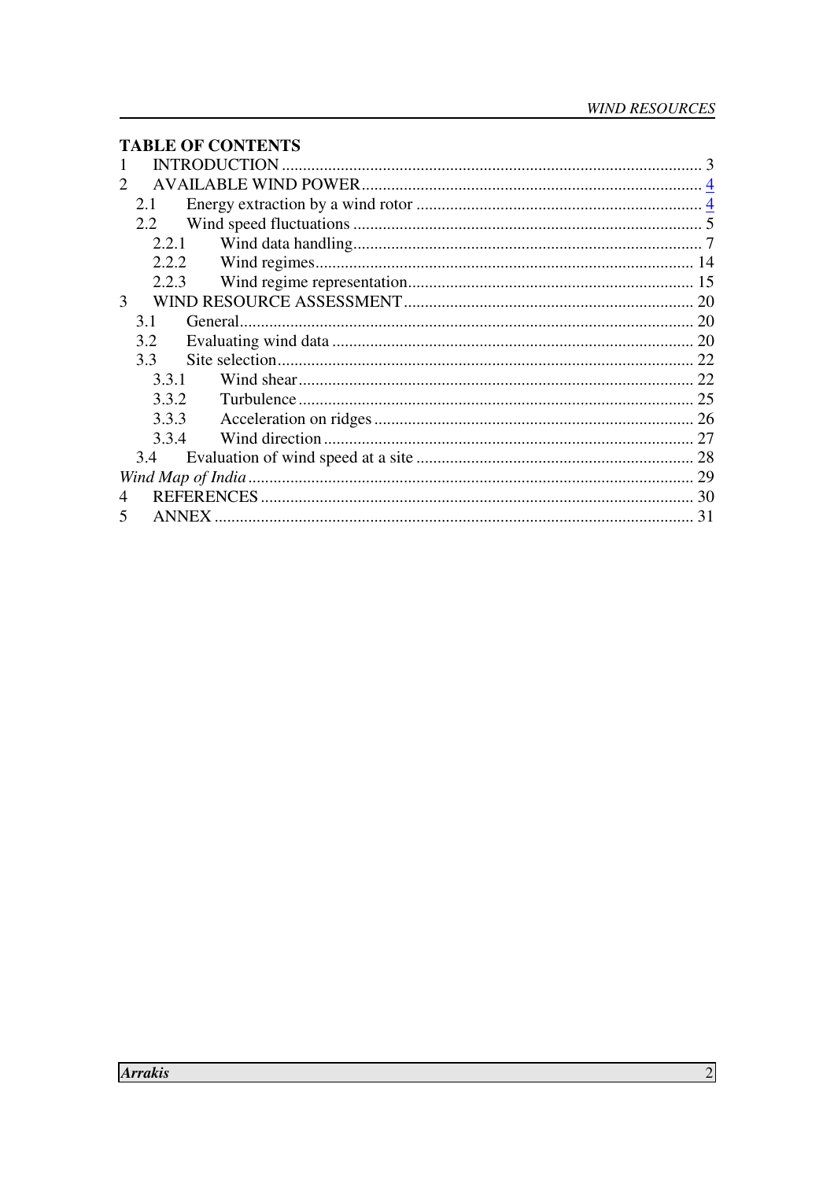## TABLE OF CONTENTS

1 INTRODUCTION ........................................ 3
2 AVAILABLE WIND POWER ........................................ 4
  2.1 Energy extraction by a wind rotor ........................................ 4
  2.2 Wind speed fluctuations ........................................ 5
    2.2.1 Wind data handling ........................................ 7
    2.2.2 Wind regimes ........................................ 14
    2.2.3 Wind regime representation ........................................ 15
3 WIND RESOURCE ASSESSMENT ........................................ 20
  3.1 General ........................................ 20
  3.2 Evaluating wind data ........................................ 20
  3.3 Site selection ........................................ 22
    3.3.1 Wind shear ........................................ 22
    3.3.2 Turbulence ........................................ 25
    3.3.3 Acceleration on ridges ........................................ 26
    3.3.4 Wind direction ........................................ 27
  3.4 Evaluation of wind speed at a site ........................................ 28
*Wind Map of India* ........................................ 29
4 REFERENCES ........................................ 30
5 ANNEX ........................................ 31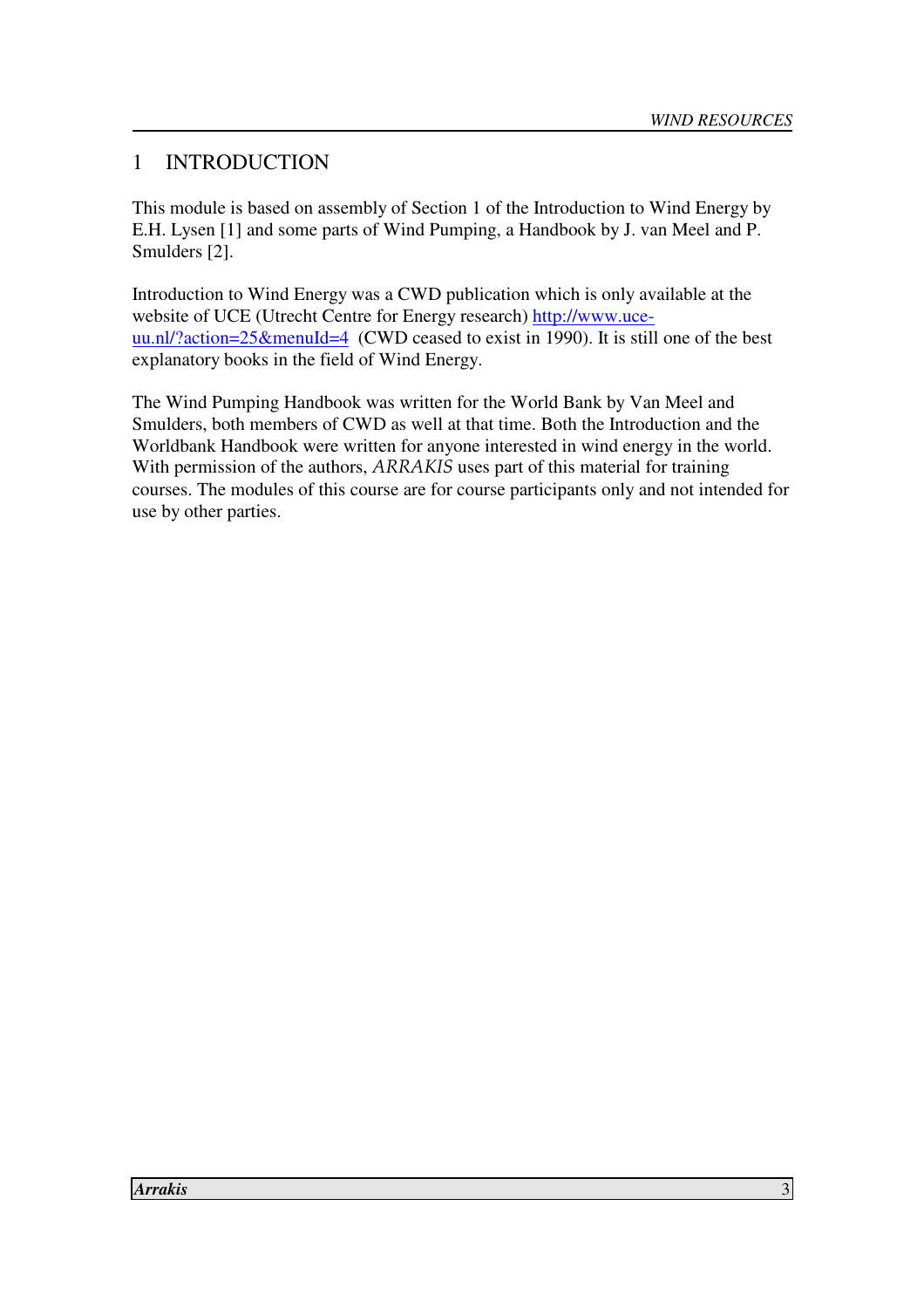# 1 INTRODUCTION

This module is based on assembly of Section 1 of the Introduction to Wind Energy by E.H. Lysen [1] and some parts of Wind Pumping, a Handbook by J. van Meel and P. Smulders [2].

Introduction to Wind Energy was a CWD publication which is only available at the website of UCE (Utrecht Centre for Energy research) [http://www.uce-uu.nl/?action=25&menuId=4](http://www.uce-uu.nl/?action=25&menuId=4) (CWD ceased to exist in 1990). It is still one of the best explanatory books in the field of Wind Energy.

The Wind Pumping Handbook was written for the World Bank by Van Meel and Smulders, both members of CWD as well at that time. Both the Introduction and the Worldbank Handbook were written for anyone interested in wind energy in the world. With permission of the authors, *ARRAKIS* uses part of this material for training courses. The modules of this course are for course participants only and not intended for use by other parties.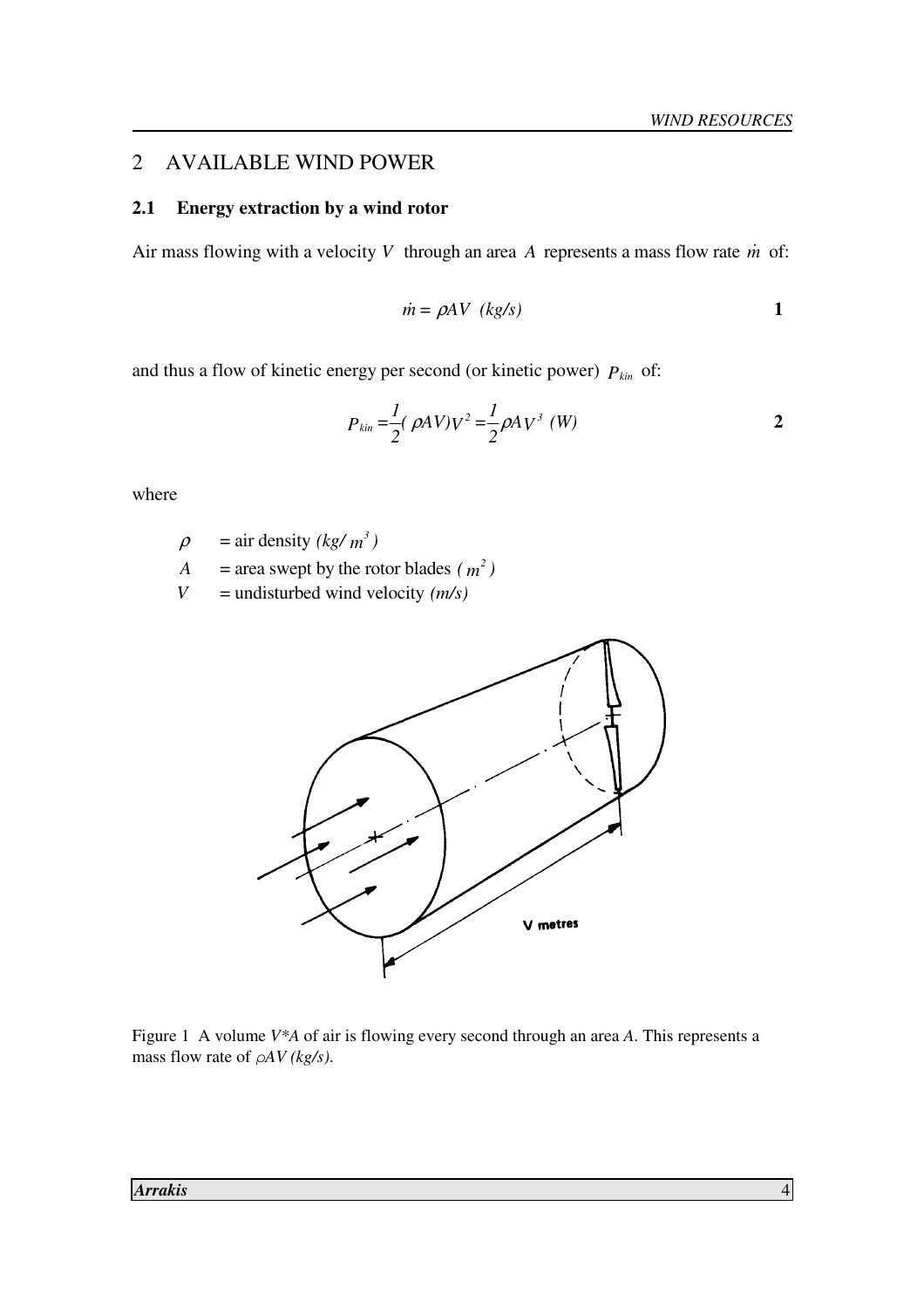## 2 AVAILABLE WIND POWER

### 2.1 Energy extraction by a wind rotor

Air mass flowing with a velocity $V$ through an area $A$ represents a mass flow rate $\dot{m}$ of:

$$\dot{m} = \rho A V \ \ (kg/s) \qquad \textbf{1}$$

and thus a flow of kinetic energy per second (or kinetic power) $P_{kin}$ of:

$$P_{kin} = \frac{1}{2}(\rho A V)V^2 = \frac{1}{2}\rho A V^3 \ \ (W) \qquad \textbf{2}$$

where

- $\rho$ = air density $(kg/m^3)$
- $A$ = area swept by the rotor blades $(m^2)$
- $V$ = undisturbed wind velocity $(m/s)$

Figure 1 A volume $V*A$ of air is flowing every second through an area $A$. This represents a mass flow rate of $\rho AV$ $(kg/s)$.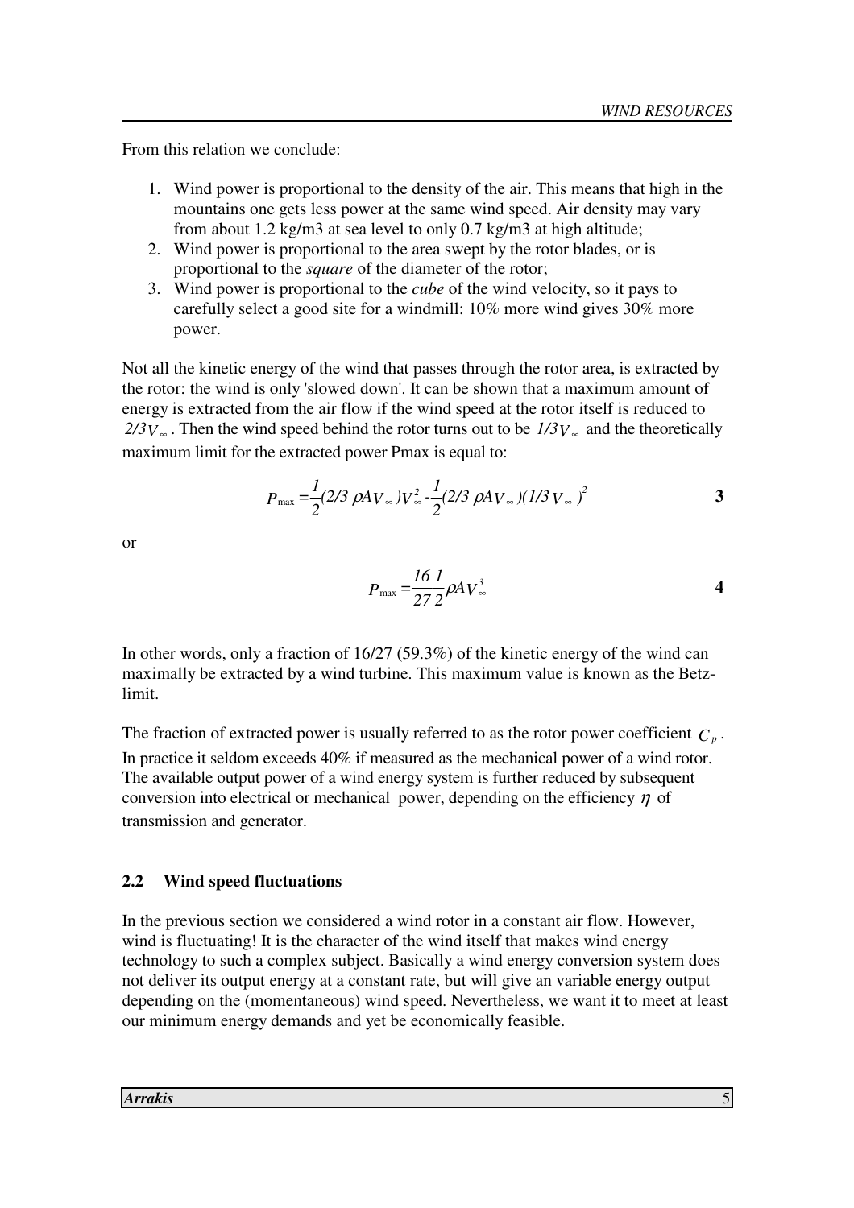From this relation we conclude:

1. Wind power is proportional to the density of the air. This means that high in the mountains one gets less power at the same wind speed. Air density may vary from about 1.2 kg/m3 at sea level to only 0.7 kg/m3 at high altitude;
2. Wind power is proportional to the area swept by the rotor blades, or is proportional to the *square* of the diameter of the rotor;
3. Wind power is proportional to the *cube* of the wind velocity, so it pays to carefully select a good site for a windmill: 10% more wind gives 30% more power.

Not all the kinetic energy of the wind that passes through the rotor area, is extracted by the rotor: the wind is only 'slowed down'. It can be shown that a maximum amount of energy is extracted from the air flow if the wind speed at the rotor itself is reduced to $2/3 V_\infty$. Then the wind speed behind the rotor turns out to be $1/3 V_\infty$ and the theoretically maximum limit for the extracted power Pmax is equal to:

$$P_{\max} = \frac{1}{2}(2/3\ \rho A V_\infty) V_\infty^2 - \frac{1}{2}(2/3\ \rho A V_\infty)(1/3\ V_\infty)^2 \qquad \mathbf{3}$$

or

$$P_{\max} = \frac{16}{27}\frac{1}{2}\rho A V_\infty^3 \qquad \mathbf{4}$$

In other words, only a fraction of 16/27 (59.3%) of the kinetic energy of the wind can maximally be extracted by a wind turbine. This maximum value is known as the Betz-limit.

The fraction of extracted power is usually referred to as the rotor power coefficient $C_p$. In practice it seldom exceeds 40% if measured as the mechanical power of a wind rotor. The available output power of a wind energy system is further reduced by subsequent conversion into electrical or mechanical power, depending on the efficiency $\eta$ of transmission and generator.

### 2.2 Wind speed fluctuations

In the previous section we considered a wind rotor in a constant air flow. However, wind is fluctuating! It is the character of the wind itself that makes wind energy technology to such a complex subject. Basically a wind energy conversion system does not deliver its output energy at a constant rate, but will give an variable energy output depending on the (momentaneous) wind speed. Nevertheless, we want it to meet at least our minimum energy demands and yet be economically feasible.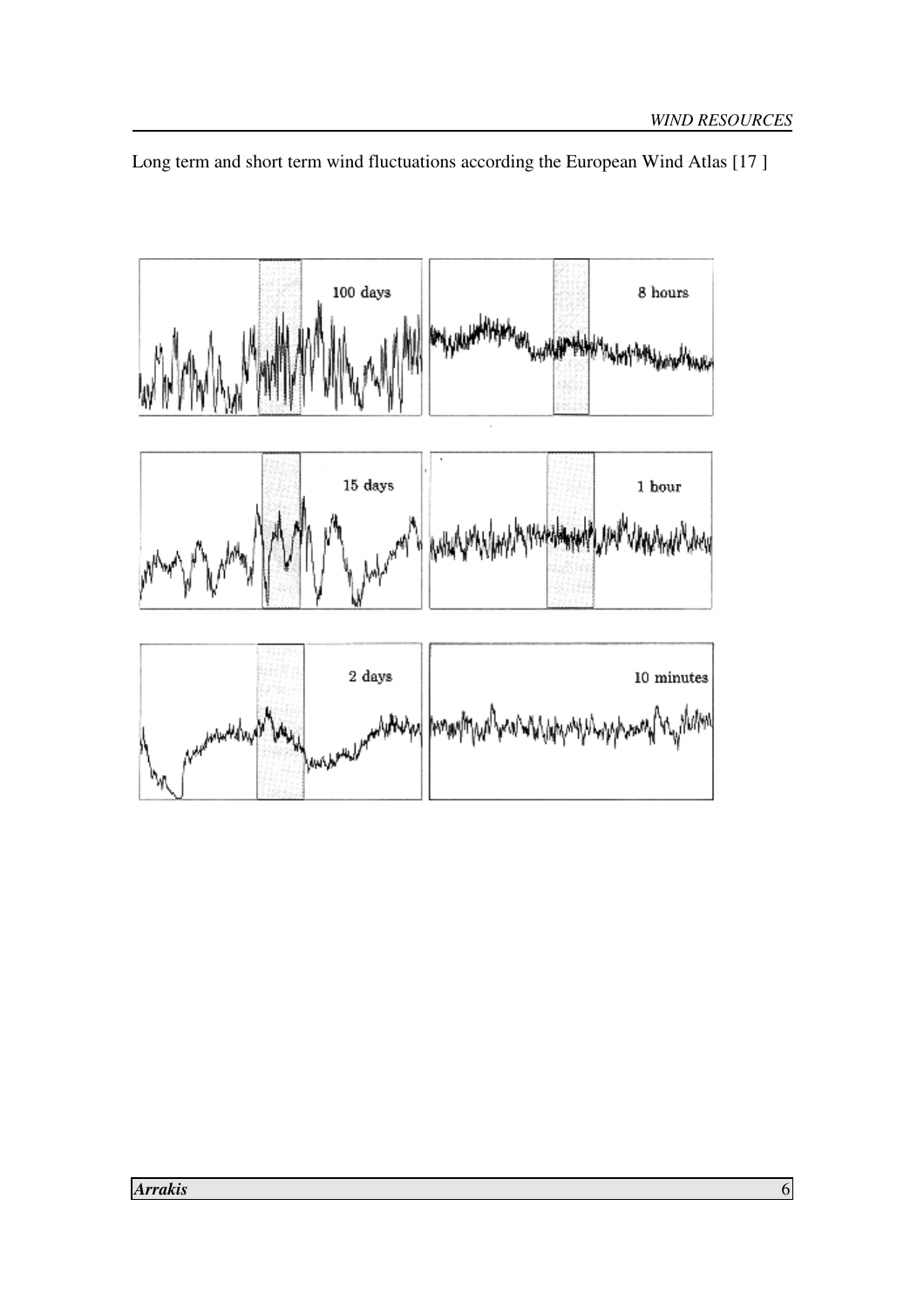Long term and short term wind fluctuations according the European Wind Atlas [17 ]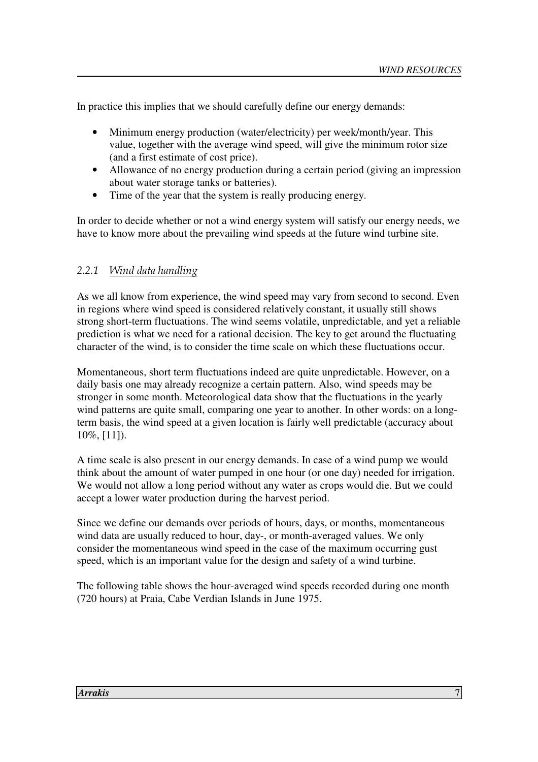In practice this implies that we should carefully define our energy demands:

- Minimum energy production (water/electricity) per week/month/year. This value, together with the average wind speed, will give the minimum rotor size (and a first estimate of cost price).
- Allowance of no energy production during a certain period (giving an impression about water storage tanks or batteries).
- Time of the year that the system is really producing energy.

In order to decide whether or not a wind energy system will satisfy our energy needs, we have to know more about the prevailing wind speeds at the future wind turbine site.

### *2.2.1 Wind data handling*

As we all know from experience, the wind speed may vary from second to second. Even in regions where wind speed is considered relatively constant, it usually still shows strong short-term fluctuations. The wind seems volatile, unpredictable, and yet a reliable prediction is what we need for a rational decision. The key to get around the fluctuating character of the wind, is to consider the time scale on which these fluctuations occur.

Momentaneous, short term fluctuations indeed are quite unpredictable. However, on a daily basis one may already recognize a certain pattern. Also, wind speeds may be stronger in some month. Meteorological data show that the fluctuations in the yearly wind patterns are quite small, comparing one year to another. In other words: on a long-term basis, the wind speed at a given location is fairly well predictable (accuracy about 10%, [11]).

A time scale is also present in our energy demands. In case of a wind pump we would think about the amount of water pumped in one hour (or one day) needed for irrigation. We would not allow a long period without any water as crops would die. But we could accept a lower water production during the harvest period.

Since we define our demands over periods of hours, days, or months, momentaneous wind data are usually reduced to hour, day-, or month-averaged values. We only consider the momentaneous wind speed in the case of the maximum occurring gust speed, which is an important value for the design and safety of a wind turbine.

The following table shows the hour-averaged wind speeds recorded during one month (720 hours) at Praia, Cabe Verdian Islands in June 1975.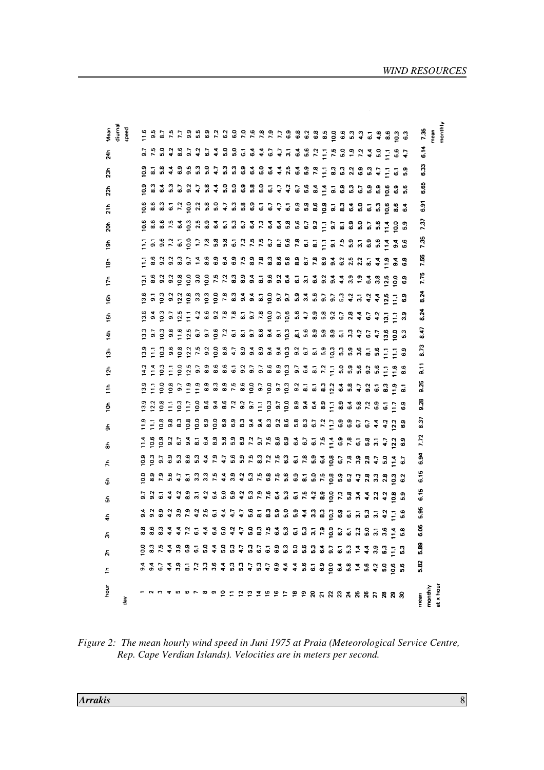| day \ hour | 1h | 2h | 3h | 4h | 5h | 6h | 7h | 8h | 9h | 10h | 11h | 12h | 13h | 14h | 15h | 16h | 17h | 18h | 19h | 20h | 21h | 22h | 23h | 24h | Mean diurnal speed |
|---|---|---|---|---|---|---|---|---|---|---|---|---|---|---|---|---|---|---|---|---|---|---|---|---|---|
| 1 | 9.4 | 10.0 | 8.8 | 9.4 | 9.7 | 10.0 | 10.9 | 11.4 | 11.9 | 13.9 | 13.9 | 14.2 | 13.9 | 13.3 | 13.6 | 13.6 | 13.1 | 11.1 | 11.1 | 10.6 | 10.6 | 10.9 | 10.9 | 9.7 | 11.6 |
| 2 | 9.4 | 8.3 | 8.6 | 9.2 | 9.2 | 8.9 | 10.3 | 10.6 | 11.1 | 12.2 | 11.1 | 11.4 | 11.1 | 9.7 | 9.4 | 9.1 | 8.6 | 8.6 | 9.1 | 8.6 | 8.6 | 8.3 | 8.1 | 7.5 | 9.5 |
| 3 | 6.7 | 7.5 | 8.3 | 6.9 | 6.1 | 7.9 | 9.7 | 10.9 | 10.8 | 10.8 | 10.0 | 10.3 | 10.3 | 10.3 | 10.3 | 10.3 | 9.2 | 9.2 | 9.6 | 8.6 | 8.3 | 6.4 | 5.8 | 5.0 | 8.7 |
| 4 | 4.4 | 4.4 | 4.4 | 4.2 | 4.4 | 5.6 | 6.9 | 9.2 | 9.8 | 11.1 | 10.8 | 11.1 | 9.6 | 9.8 | 9.7 | 9.2 | 9.2 | 9.2 | 7.2 | 7.5 | 6.1 | 5.3 | 4.4 | 4.2 | 7.5 |
| 5 | 3.9 | 3.9 | 4.4 | 3.9 | 4.2 | 4.7 | 5.3 | 6.7 | 8.3 | 10.3 | 9.7 | 10.0 | 10.8 | 11.6 | 12.5 | 12.2 | 10.8 | 8.3 | 6.1 | 6.4 | 7.2 | 6.7 | 6.9 | 8.6 | 7.7 |
| 6 | 8.1 | 6.9 | 7.2 | 7.9 | 8.9 | 8.1 | 8.6 | 9.4 | 10.8 | 11.7 | 11.9 | 12.5 | 12.2 | 12.5 | 11.1 | 10.8 | 10.0 | 9.7 | 10.0 | 10.3 | 10.0 | 9.2 | 9.5 | 9.7 | 9.9 |
| 7 | 7.2 | 6.1 | 6.1 | 4.2 | 3.1 | 3.3 | 5.3 | 8.1 | 10.0 | 10.0 | 11.9 | 9.7 | 9.7 | 6.7 | 4.2 | 3.3 | 3.0 | 1.4 | 1.7 | 2.5 | 2.2 | 4.7 | 3.3 | 4.2 | 5.5 |
| 8 | 3.3 | 5.0 | 4.4 | 2.5 | 4.2 | 3.3 | 4.4 | 6.4 | 6.9 | 8.6 | 8.9 | 8.9 | 9.2 | 9.7 | 8.6 | 10.3 | 10.0 | 8.6 | 7.8 | 8.9 | 5.8 | 5.8 | 5.0 | 6.7 | 6.9 |
| 9 | 3.6 | 4.4 | 6.4 | 6.1 | 6.4 | 7.5 | 7.9 | 8.9 | 10.0 | 9.4 | 8.3 | 8.6 | 10.0 | 10.6 | 9.2 | 10.0 | 7.5 | 6.9 | 5.8 | 6.4 | 6.1 | 4.4 | 4.7 | 4.4 | 7.2 |
| 10 | 4.4 | 5.0 | 4.4 | 4.4 | 5.0 | 4.4 | 4.7 | 5.6 | 6.9 | 8.6 | 7.5 | 8.6 | 8.6 | 7.2 | 7.8 | 7.8 | 7.2 | 6.4 | 5.8 | 6.1 | 4.7 | 5.0 | 5.3 | 5.0 | 6.2 |
| 11 | 5.3 | 5.3 | 4.2 | 4.7 | 5.9 | 3.9 | 5.6 | 5.9 | 6.9 | 7.2 | 8.6 | 6.1 | 4.7 | 6.1 | 8.1 | 8.3 | 8.3 | 6.9 | 6.1 | 5.3 | 5.3 | 5.0 | 5.3 | 5.0 | 6.0 |
| 12 | 5.3 | 4.7 | 4.7 | 4.7 | 4.2 | 4.2 | 5.9 | 6.9 | 8.3 | 9.2 | 10.0 | 9.2 | 8.9 | 8.1 | 8.1 | 9.4 | 8.9 | 7.5 | 7.2 | 6.7 | 5.8 | 6.9 | 6.9 | 6.1 | 7.0 |
| 13 | 4.7 | 5.3 | 5.0 | 5.6 | 5.3 | 5.3 | 7.5 | 7.2 | 9.4 | 9.7 | | 9.7 | 9.4 | 9.7 | 9.7 | 9.4 | 9.4 | 8.9 | 7.5 | 6.4 | 6.9 | 5.8 | 6.4 | 6.4 | 7.6 |
| 14 | 5.3 | 6.7 | 8.3 | 8.1 | 7.9 | 7.5 | 8.3 | 9.7 | 9.4 | 11.1 | 9.7 | 9.7 | 8.9 | 8.6 | 7.8 | 8.1 | 8.1 | 7.8 | 7.5 | 7.2 | 6.1 | 5.0 | 5.0 | 4.4 | 7.8 |
| 15 | 4.7 | 6.1 | 7.5 | 8.3 | 7.6 | 6.8 | 7.2 | 7.5 | 8.3 | 10.3 | 10.0 | 8.6 | 9.4 | 9.4 | 10.0 | 10.0 | 9.6 | 8.3 | 6.7 | 6.4 | 6.7 | 6.1 | 6.4 | 6.7 | 7.9 |
| 16 | 6.9 | 6.9 | 6.4 | 5.9 | 6.4 | 7.5 | 7.5 | 8.6 | 9.2 | 9.7 | 9.7 | 8.9 | 9.4 | 9.1 | 9.7 | 9.7 | 9.2 | 8.6 | 8.1 | 6.4 | 8.1 | 4.7 | 4.4 | 4.7 | 7.7 |
| 17 | 4.4 | 5.3 | 5.3 | 5.0 | 5.0 | 5.6 | 6.3 | 6.9 | 8.6 | 10.0 | 10.3 | 10.3 | 10.3 | 10.3 | 10.6 | 9.7 | 6.4 | 5.8 | 5.6 | 5.8 | 4.7 | 4.2 | 2.5 | 3.1 | 6.9 |
| 18 | 4.4 | 5.0 | 6.1 | 5.9 | 6.1 | 6.9 | 6.1 | 6.4 | 5.8 | 8.9 | 9.2 | 9.7 | 9.7 | 8.1 | 5.6 | 5.9 | 6.1 | 8.9 | 7.8 | 5.6 | 5.9 | 6.7 | 6.4 | 6.4 | 6.8 |
| 19 | 5.6 | 5.6 | 5.3 | 4.4 | 7.5 | 8.1 | 7.8 | 6.7 | 8.3 | 9.4 | 8.1 | 6.4 | 6.7 | 5.6 | 4.7 | 3.4 | 3.1 | 6.7 | 6.1 | 6.7 | 5.9 | 5.6 | 5.9 | 5.6 | 6.2 |
| 20 | 6.1 | 5.3 | 3.1 | 3.3 | 4.2 | 5.0 | 5.9 | 6.1 | 6.7 | 6.4 | 8.1 | 8.1 | 8.1 | 8.9 | 8.9 | 5.6 | 6.4 | 7.8 | 8.1 | 9.2 | 8.6 | 8.4 | 7.8 | 7.2 | 6.8 |
| 21 | 6.9 | 6.4 | 7.9 | 8.3 | 8.9 | 7.5 | 6.4 | 7.5 | 7.2 | 8.9 | 8.3 | 7.2 | 5.9 | 5.9 | 5.8 | 9.7 | 9.2 | 8.9 | 11.1 | 11.1 | 10.9 | 11.4 | 11.1 | 11.1 | 8.5 |
| 22 | 10.0 | 9.7 | 10.0 | 10.3 | 10.0 | 10.8 | 10.8 | 11.4 | 11.7 | 11.1 | 12.2 | 11.1 | 10.3 | 8.9 | 9.2 | 9.7 | 9.4 | 9.4 | 9.1 | 9.7 | 9.1 | 9.1 | 8.3 | 7.5 | 10.0 |
| 23 | 6.4 | 6.1 | 6.7 | 6.9 | 7.2 | 5.9 | 6.7 | 6.9 | 6.9 | 8.9 | 6.4 | 5.0 | 5.3 | 6.1 | 6.7 | 5.3 | 4.4 | 6.2 | 7.5 | 8.1 | 8.3 | 6.9 | 5.3 | 5.0 | 6.6 |
| 24 | 5.8 | 5.3 | 6.1 | 6.1 | 5.8 | 6.2 | 7.8 | 7.8 | 6.9 | 6.4 | 5.8 | 5.9 | 5.9 | 3.3 | 2.8 | 4.2 | 3.9 | 2.5 | 5.9 | 6.9 | 6.4 | 5.3 | 2.2 | 1.9 | 5.3 |
| 25 | 1.4 | 1.4 | 2.2 | 3.1 | 3.4 | 4.2 | 3.9 | 6.1 | 6.7 | 5.8 | 4.7 | 5.6 | 3.6 | 4.2 | 4.4 | 3.1 | 1.9 | 2.2 | 3.1 | 5.0 | 5.0 | 6.7 | 6.9 | 7.2 | 4.3 |
| 26 | 5.6 | 4.4 | 5.0 | 5.3 | 4.4 | 2.8 | 2.8 | 5.8 | 6.7 | 7.2 | 9.2 | 9.2 | 8.1 | 6.7 | 6.7 | 4.2 | 6.4 | 8.1 | 6.9 | 5.7 | 6.1 | 5.9 | 5.3 | 4.4 | 6.1 |
| 27 | 4.2 | 3.9 | 3.1 | 3.1 | 2.2 | 3.3 | 4.7 | 3.1 | 4.4 | 6.9 | 6.1 | 5.6 | 5.6 | 4.7 | 4.2 | 4.4 | 3.8 | 4.4 | 5.6 | 5.6 | 5.3 | 5.9 | 4.7 | 5.0 | 4.6 |
| 28 | 5.0 | 5.3 | 3.6 | 4.2 | 4.2 | 2.8 | 5.0 | 4.7 | 4.2 | 6.1 | 8.3 | 11.1 | 11.1 | 13.6 | 13.1 | 12.5 | 12.5 | 11.9 | 11.4 | 11.4 | 10.6 | 10.6 | 11.1 | 11.1 | 8.6 |
| 29 | 10.6 | 11.1 | 11.4 | 11.1 | 10.8 | 10.3 | 11.4 | 12.2 | 12.2 | 11.7 | 11.9 | 11.6 | 11.1 | 10.0 | 11.1 | 11.1 | 10.0 | 9.4 | 9.4 | 10.0 | 8.6 | 6.9 | 6.1 | 5.6 | 10.3 |
| 30 | 5.6 | 5.3 | 5.8 | 5.6 | 5.9 | 6.2 | 6.7 | 6.9 | 6.9 | 6.9 | 8.1 | 8.6 | 6.9 | 5.3 | 3.9 | 6.9 | 6.9 | 6.9 | 5.6 | 5.9 | 6.4 | 5.6 | 5.9 | 4.7 | 6.3 |
| mean monthly at x hour | 5.82 | 5.89 | 6.05 | 5.95 | 6.15 | 6.15 | 6.94 | 7.72 | 8.37 | 9.28 | 9.25 | 9.11 | 8.73 | 8.47 | 8.24 | 8.24 | 7.75 | 7.55 | 7.35 | 7.37 | 6.91 | 6.65 | 6.33 | 6.14 | 7.35 mean monthly |

*Figure 2: The mean hourly wind speed in Juni 1975 at Praia (Meteorological Service Centre, Rep. Cape Verdian Islands). Velocities are in meters per second.*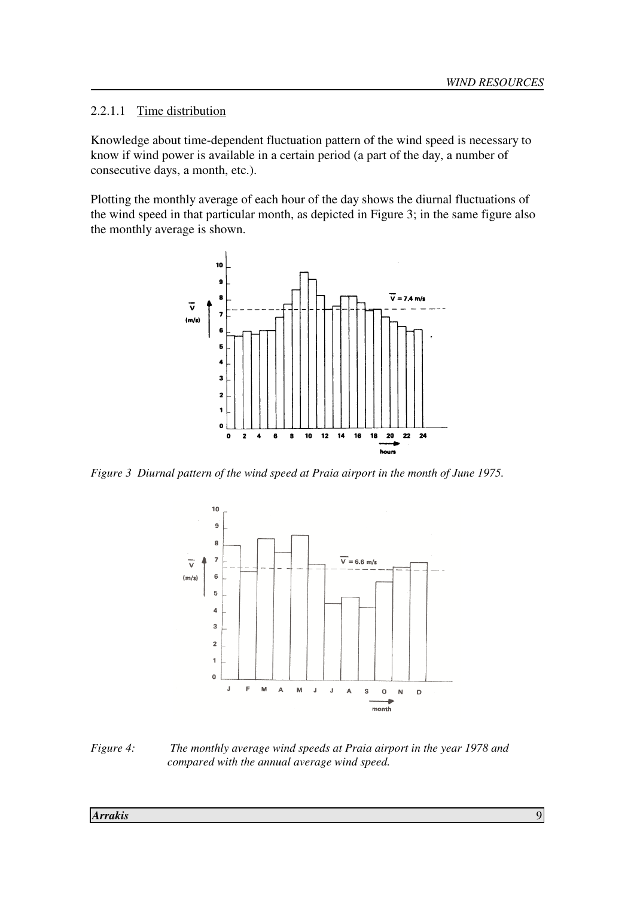#### 2.2.1.1 Time distribution

Knowledge about time-dependent fluctuation pattern of the wind speed is necessary to know if wind power is available in a certain period (a part of the day, a number of consecutive days, a month, etc.).

Plotting the monthly average of each hour of the day shows the diurnal fluctuations of the wind speed in that particular month, as depicted in Figure 3; in the same figure also the monthly average is shown.

*Figure 3 Diurnal pattern of the wind speed at Praia airport in the month of June 1975.*

*Figure 4: The monthly average wind speeds at Praia airport in the year 1978 and compared with the annual average wind speed.*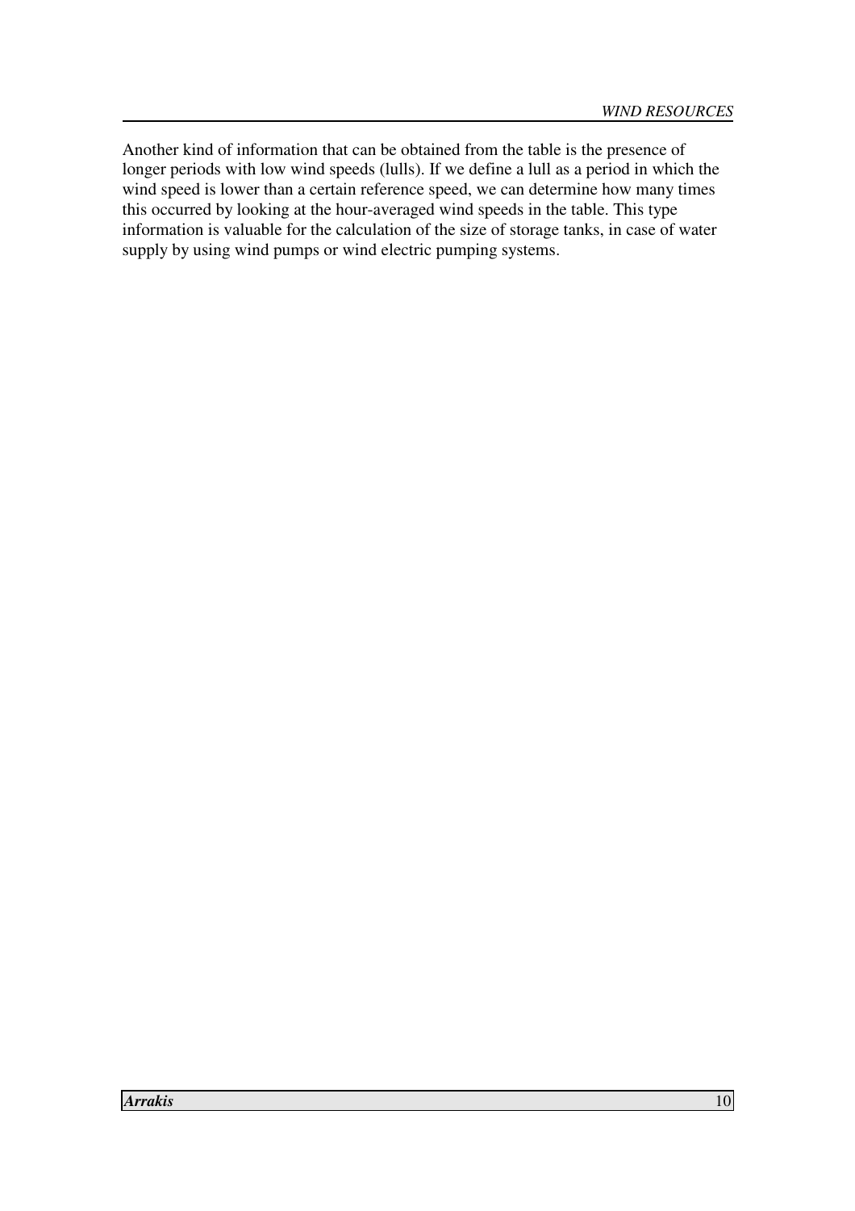Another kind of information that can be obtained from the table is the presence of longer periods with low wind speeds (lulls). If we define a lull as a period in which the wind speed is lower than a certain reference speed, we can determine how many times this occurred by looking at the hour-averaged wind speeds in the table. This type information is valuable for the calculation of the size of storage tanks, in case of water supply by using wind pumps or wind electric pumping systems.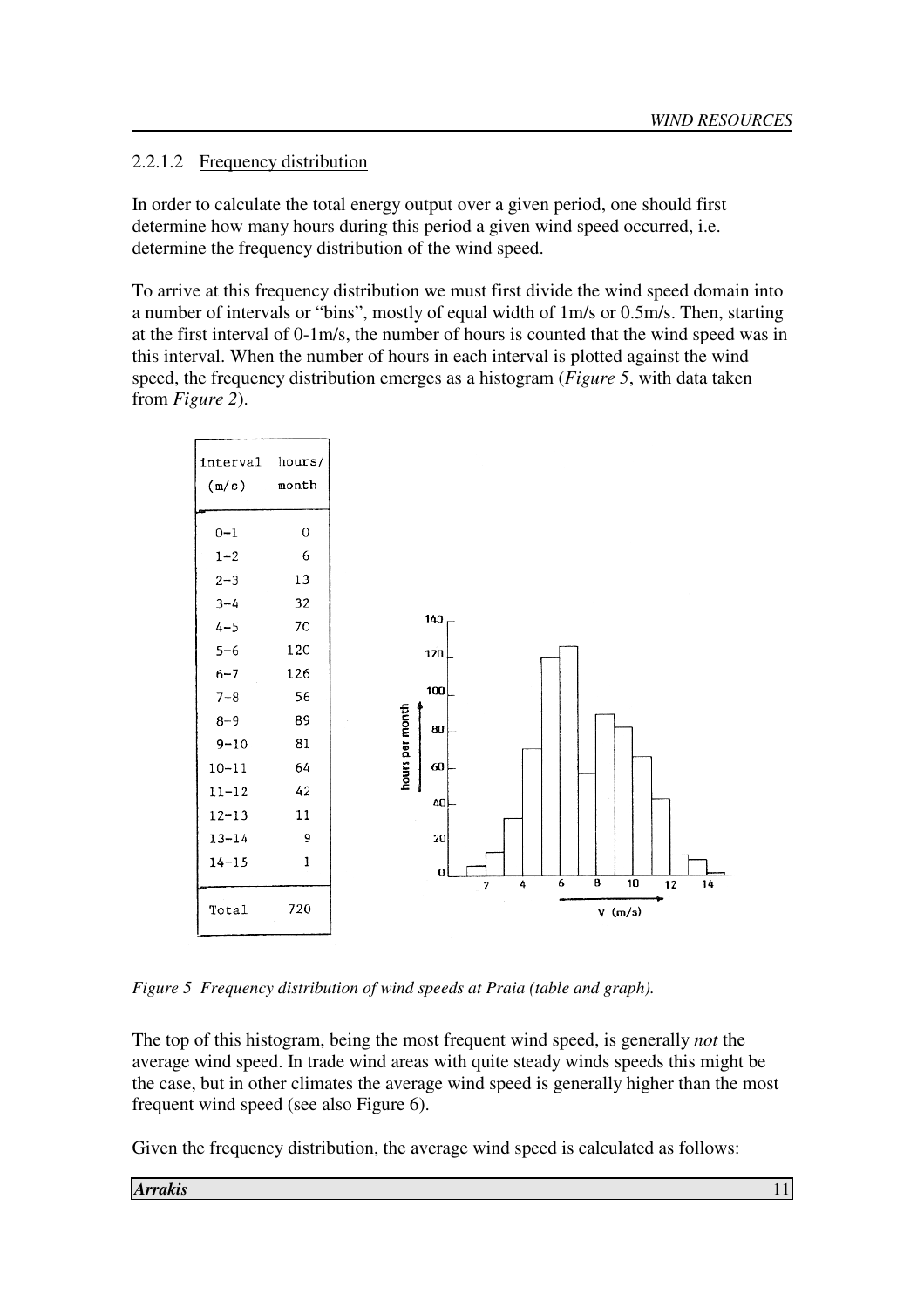#### 2.2.1.2 Frequency distribution

In order to calculate the total energy output over a given period, one should first determine how many hours during this period a given wind speed occurred, i.e. determine the frequency distribution of the wind speed.

To arrive at this frequency distribution we must first divide the wind speed domain into a number of intervals or "bins", mostly of equal width of 1m/s or 0.5m/s. Then, starting at the first interval of 0-1m/s, the number of hours is counted that the wind speed was in this interval. When the number of hours in each interval is plotted against the wind speed, the frequency distribution emerges as a histogram (*Figure 5*, with data taken from *Figure 2*).

| interval (m/s) | hours/ month |
|---|---|
| 0–1 | 0 |
| 1–2 | 6 |
| 2–3 | 13 |
| 3–4 | 32 |
| 4–5 | 70 |
| 5–6 | 120 |
| 6–7 | 126 |
| 7–8 | 56 |
| 8–9 | 89 |
| 9–10 | 81 |
| 10–11 | 64 |
| 11–12 | 42 |
| 12–13 | 11 |
| 13–14 | 9 |
| 14–15 | 1 |
| Total | 720 |

*Figure 5 Frequency distribution of wind speeds at Praia (table and graph).*

The top of this histogram, being the most frequent wind speed, is generally *not* the average wind speed. In trade wind areas with quite steady winds speeds this might be the case, but in other climates the average wind speed is generally higher than the most frequent wind speed (see also Figure 6).

Given the frequency distribution, the average wind speed is calculated as follows: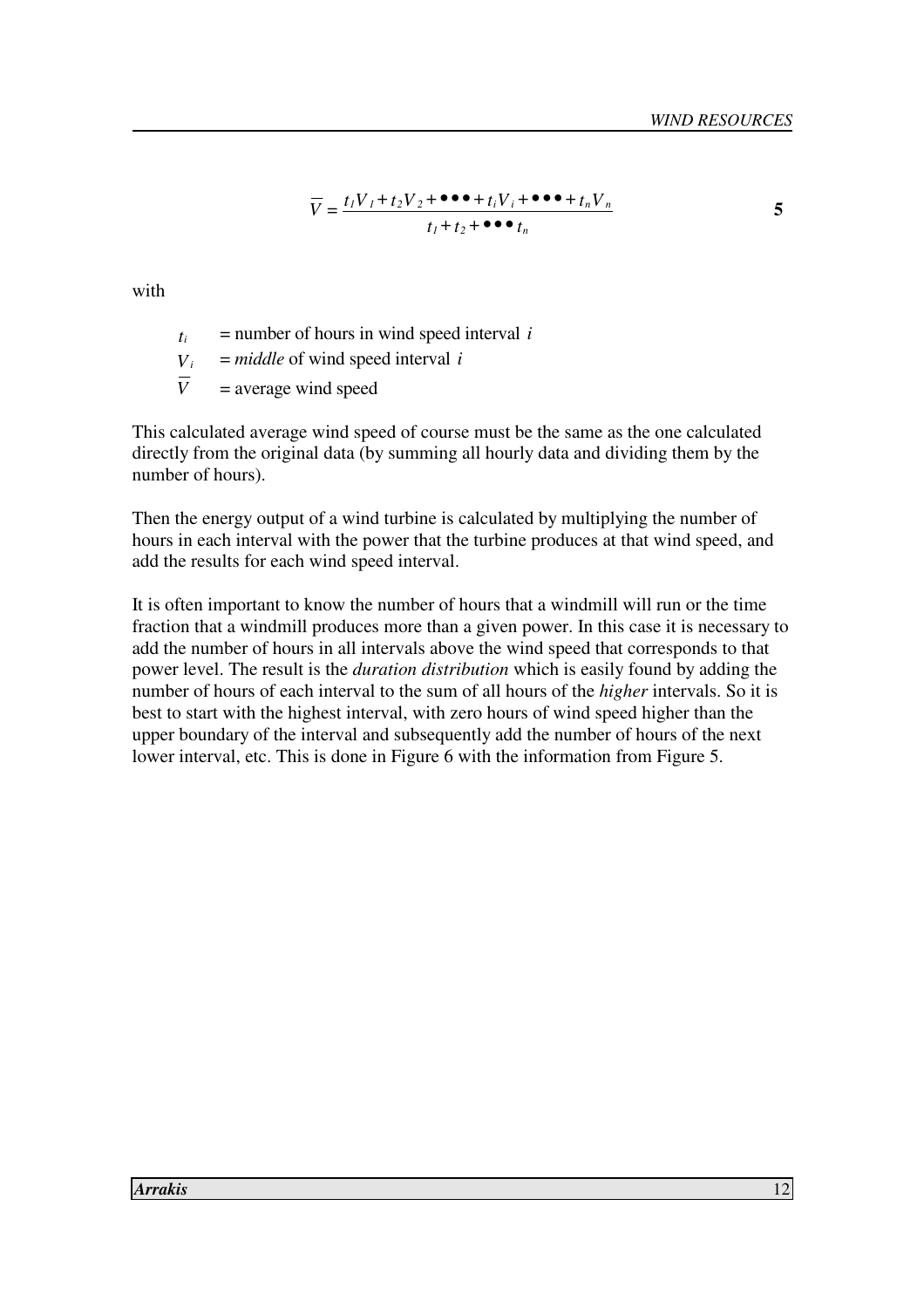$$\overline{V} = \frac{t_1 V_1 + t_2 V_2 + \bullet\bullet\bullet + t_i V_i + \bullet\bullet\bullet + t_n V_n}{t_1 + t_2 + \bullet\bullet\bullet\, t_n} \qquad \mathbf{5}$$

with

- $t_i$ = number of hours in wind speed interval $i$
- $V_i$ = *middle* of wind speed interval $i$
- $\overline{V}$ = average wind speed

This calculated average wind speed of course must be the same as the one calculated directly from the original data (by summing all hourly data and dividing them by the number of hours).

Then the energy output of a wind turbine is calculated by multiplying the number of hours in each interval with the power that the turbine produces at that wind speed, and add the results for each wind speed interval.

It is often important to know the number of hours that a windmill will run or the time fraction that a windmill produces more than a given power. In this case it is necessary to add the number of hours in all intervals above the wind speed that corresponds to that power level. The result is the *duration distribution* which is easily found by adding the number of hours of each interval to the sum of all hours of the *higher* intervals. So it is best to start with the highest interval, with zero hours of wind speed higher than the upper boundary of the interval and subsequently add the number of hours of the next lower interval, etc. This is done in Figure 6 with the information from Figure 5.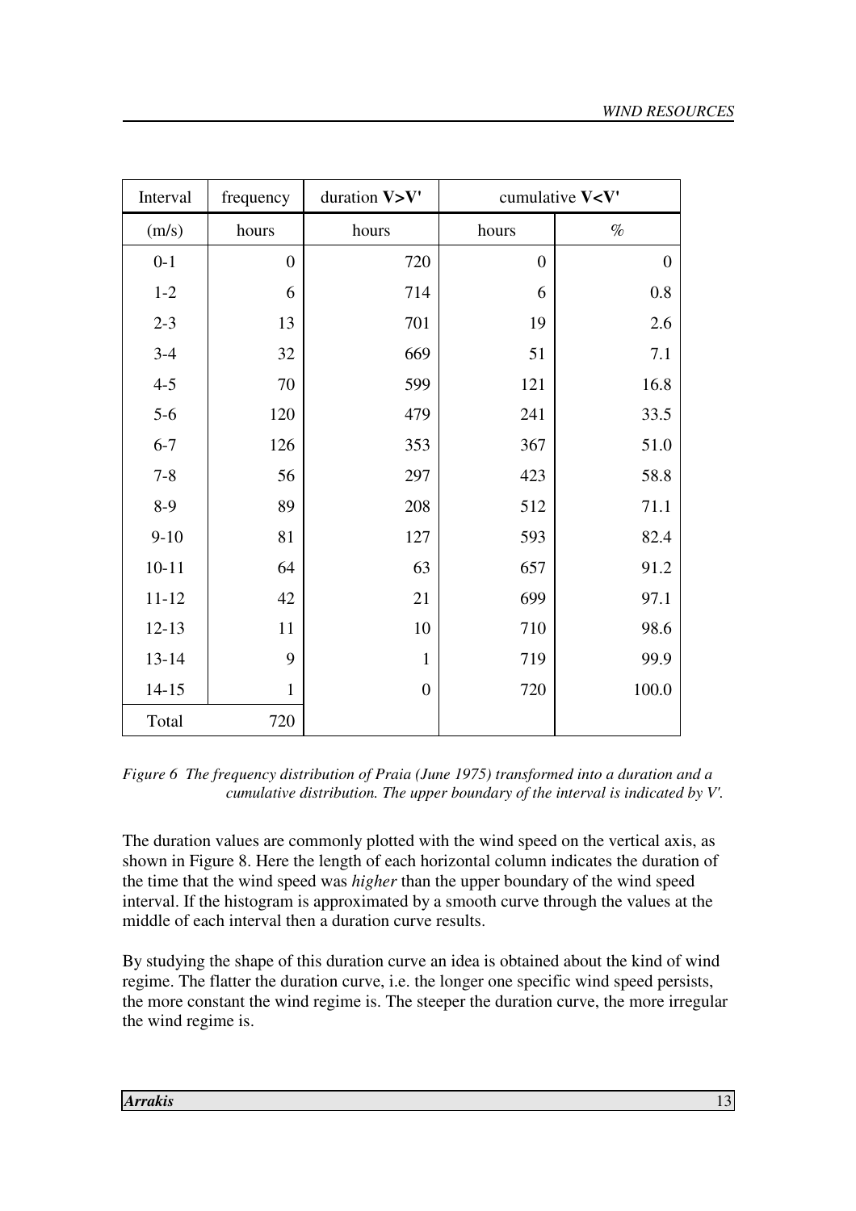| Interval | frequency | duration **V>V'** | cumulative **V<V'** | |
|---|---|---|---|---|
| (m/s) | hours | hours | hours | % |
| 0-1 | 0 | 720 | 0 | 0 |
| 1-2 | 6 | 714 | 6 | 0.8 |
| 2-3 | 13 | 701 | 19 | 2.6 |
| 3-4 | 32 | 669 | 51 | 7.1 |
| 4-5 | 70 | 599 | 121 | 16.8 |
| 5-6 | 120 | 479 | 241 | 33.5 |
| 6-7 | 126 | 353 | 367 | 51.0 |
| 7-8 | 56 | 297 | 423 | 58.8 |
| 8-9 | 89 | 208 | 512 | 71.1 |
| 9-10 | 81 | 127 | 593 | 82.4 |
| 10-11 | 64 | 63 | 657 | 91.2 |
| 11-12 | 42 | 21 | 699 | 97.1 |
| 12-13 | 11 | 10 | 710 | 98.6 |
| 13-14 | 9 | 1 | 719 | 99.9 |
| 14-15 | 1 | 0 | 720 | 100.0 |
| Total | 720 | | | |

*Figure 6 The frequency distribution of Praia (June 1975) transformed into a duration and a cumulative distribution. The upper boundary of the interval is indicated by V'.*

The duration values are commonly plotted with the wind speed on the vertical axis, as shown in Figure 8. Here the length of each horizontal column indicates the duration of the time that the wind speed was *higher* than the upper boundary of the wind speed interval. If the histogram is approximated by a smooth curve through the values at the middle of each interval then a duration curve results.

By studying the shape of this duration curve an idea is obtained about the kind of wind regime. The flatter the duration curve, i.e. the longer one specific wind speed persists, the more constant the wind regime is. The steeper the duration curve, the more irregular the wind regime is.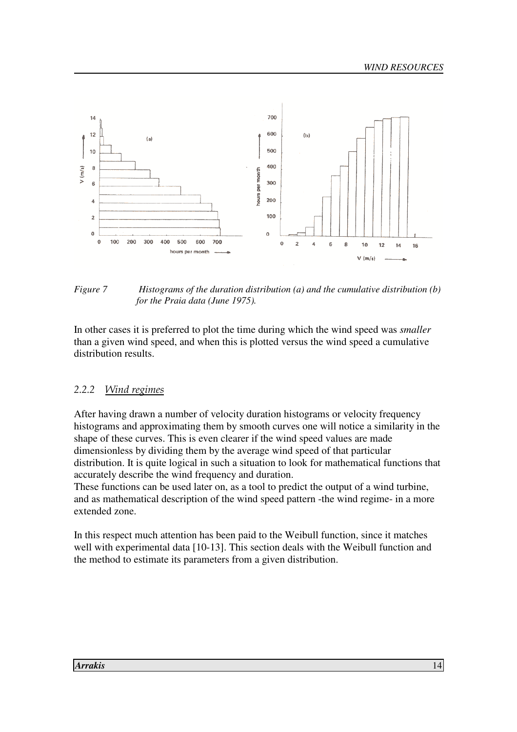*Figure 7 Histograms of the duration distribution (a) and the cumulative distribution (b) for the Praia data (June 1975).*

In other cases it is preferred to plot the time during which the wind speed was *smaller* than a given wind speed, and when this is plotted versus the wind speed a cumulative distribution results.

### 2.2.2 *Wind regimes*

After having drawn a number of velocity duration histograms or velocity frequency histograms and approximating them by smooth curves one will notice a similarity in the shape of these curves. This is even clearer if the wind speed values are made dimensionless by dividing them by the average wind speed of that particular distribution. It is quite logical in such a situation to look for mathematical functions that accurately describe the wind frequency and duration.
These functions can be used later on, as a tool to predict the output of a wind turbine, and as mathematical description of the wind speed pattern -the wind regime- in a more extended zone.

In this respect much attention has been paid to the Weibull function, since it matches well with experimental data [10-13]. This section deals with the Weibull function and the method to estimate its parameters from a given distribution.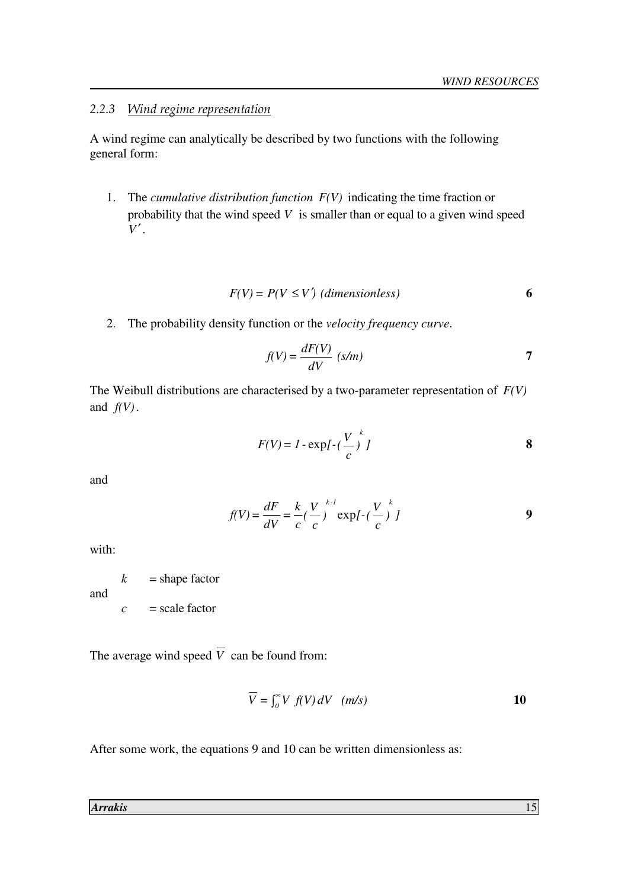### 2.2.3 Wind regime representation

A wind regime can analytically be described by two functions with the following general form:

1. The *cumulative distribution function* $F(V)$ indicating the time fraction or probability that the wind speed $V$ is smaller than or equal to a given wind speed $V'$.

$$F(V) = P(V \leq V') \text{ (dimensionless)} \qquad \textbf{6}$$

2. The probability density function or the *velocity frequency curve*.

$$f(V) = \frac{dF(V)}{dV} \text{ (s/m)} \qquad \textbf{7}$$

The Weibull distributions are characterised by a two-parameter representation of $F(V)$ and $f(V)$.

$$F(V) = 1 - \exp[-(\frac{V}{c})^k] \qquad \textbf{8}$$

and

$$f(V) = \frac{dF}{dV} = \frac{k}{c}(\frac{V}{c})^{k-1} \exp[-(\frac{V}{c})^k] \qquad \textbf{9}$$

with:

$k$ = shape factor

and

$c$ = scale factor

The average wind speed $\overline{V}$ can be found from:

$$\overline{V} = \int_0^\infty V \, f(V) \, dV \quad (m/s) \qquad \textbf{10}$$

After some work, the equations 9 and 10 can be written dimensionless as: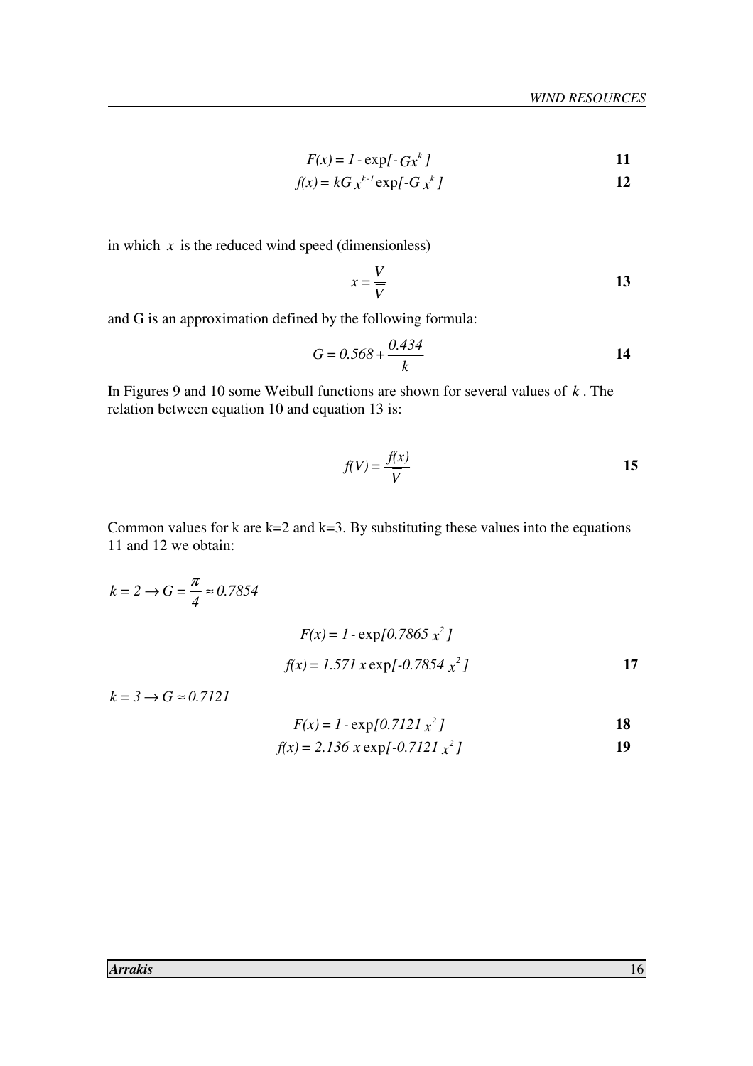$$F(x) = 1 - \exp[-Gx^k] \tag{11}$$

$$f(x) = kG\,x^{k-1}\exp[-G\,x^k] \tag{12}$$

in which $x$ is the reduced wind speed (dimensionless)

$$x = \frac{V}{\overline{V}} \tag{13}$$

and G is an approximation defined by the following formula:

$$G = 0.568 + \frac{0.434}{k} \tag{14}$$

In Figures 9 and 10 some Weibull functions are shown for several values of $k$. The relation between equation 10 and equation 13 is:

$$f(V) = \frac{f(x)}{\overline{V}} \tag{15}$$

Common values for k are k=2 and k=3. By substituting these values into the equations 11 and 12 we obtain:

$k = 2 \rightarrow G = \frac{\pi}{4} \approx 0.7854$

$$F(x) = 1 - \exp[0.7865\,x^2]$$

$$f(x) = 1.571\,x\exp[-0.7854\,x^2] \tag{17}$$

$k = 3 \rightarrow G \approx 0.7121$

$$F(x) = 1 - \exp[0.7121\,x^2] \tag{18}$$

$$f(x) = 2.136\,x\exp[-0.7121\,x^2] \tag{19}$$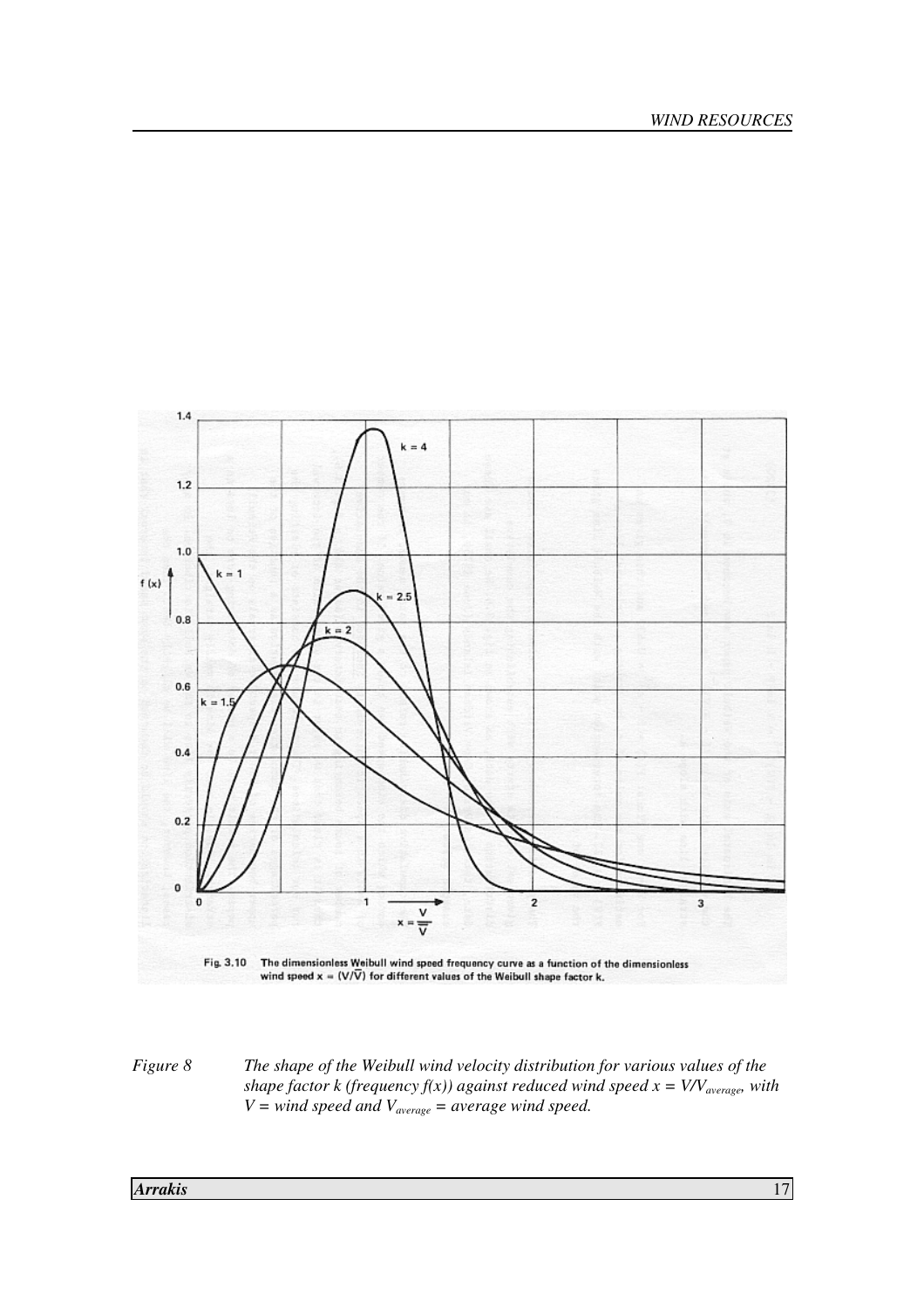Fig. 3.10 The dimensionless Weibull wind speed frequency curve as a function of the dimensionless wind speed $x = (V/\overline{V})$ for different values of the Weibull shape factor k.

*Figure 8 The shape of the Weibull wind velocity distribution for various values of the shape factor k (frequency f(x)) against reduced wind speed $x = V/V_{average}$, with $V$ = wind speed and $V_{average}$ = average wind speed.*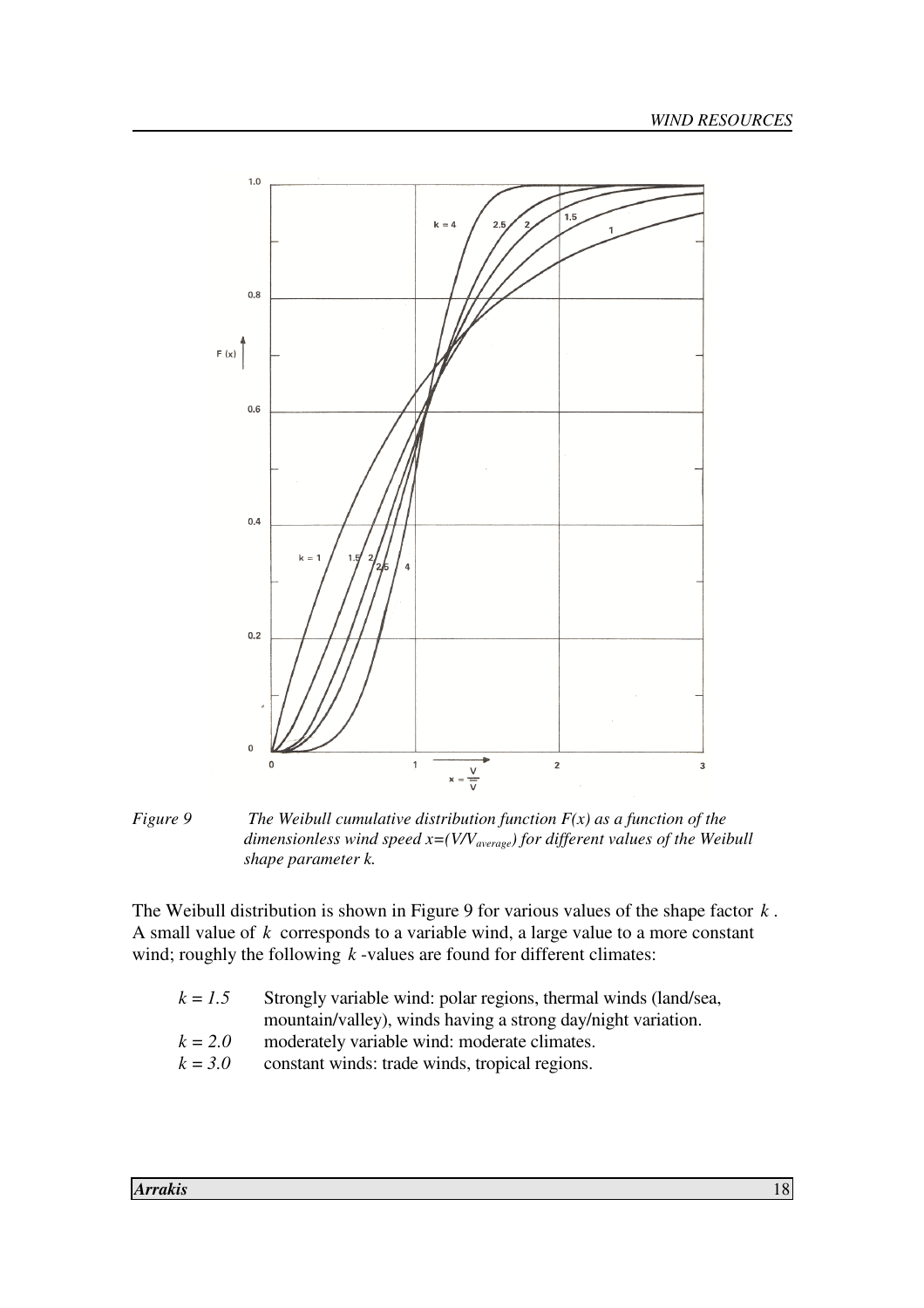*Figure 9 The Weibull cumulative distribution function $F(x)$ as a function of the dimensionless wind speed $x=(V/V_{average})$ for different values of the Weibull shape parameter k.*

The Weibull distribution is shown in Figure 9 for various values of the shape factor $k$. A small value of $k$ corresponds to a variable wind, a large value to a more constant wind; roughly the following $k$-values are found for different climates:

- $k = 1.5$ Strongly variable wind: polar regions, thermal winds (land/sea, mountain/valley), winds having a strong day/night variation.
- $k = 2.0$ moderately variable wind: moderate climates.
- $k = 3.0$ constant winds: trade winds, tropical regions.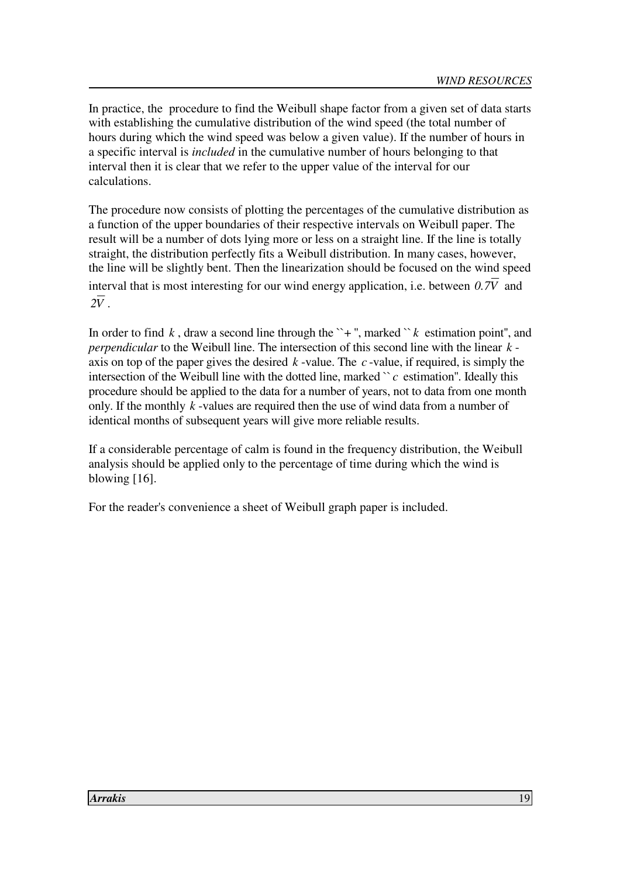In practice, the procedure to find the Weibull shape factor from a given set of data starts with establishing the cumulative distribution of the wind speed (the total number of hours during which the wind speed was below a given value). If the number of hours in a specific interval is *included* in the cumulative number of hours belonging to that interval then it is clear that we refer to the upper value of the interval for our calculations.

The procedure now consists of plotting the percentages of the cumulative distribution as a function of the upper boundaries of their respective intervals on Weibull paper. The result will be a number of dots lying more or less on a straight line. If the line is totally straight, the distribution perfectly fits a Weibull distribution. In many cases, however, the line will be slightly bent. Then the linearization should be focused on the wind speed interval that is most interesting for our wind energy application, i.e. between $0.7\overline{V}$ and $2\overline{V}$.

In order to find $k$, draw a second line through the ``+ '', marked `` $k$ estimation point'', and *perpendicular* to the Weibull line. The intersection of this second line with the linear $k$-axis on top of the paper gives the desired $k$-value. The $c$-value, if required, is simply the intersection of the Weibull line with the dotted line, marked `` $c$ estimation''. Ideally this procedure should be applied to the data for a number of years, not to data from one month only. If the monthly $k$-values are required then the use of wind data from a number of identical months of subsequent years will give more reliable results.

If a considerable percentage of calm is found in the frequency distribution, the Weibull analysis should be applied only to the percentage of time during which the wind is blowing [16].

For the reader's convenience a sheet of Weibull graph paper is included.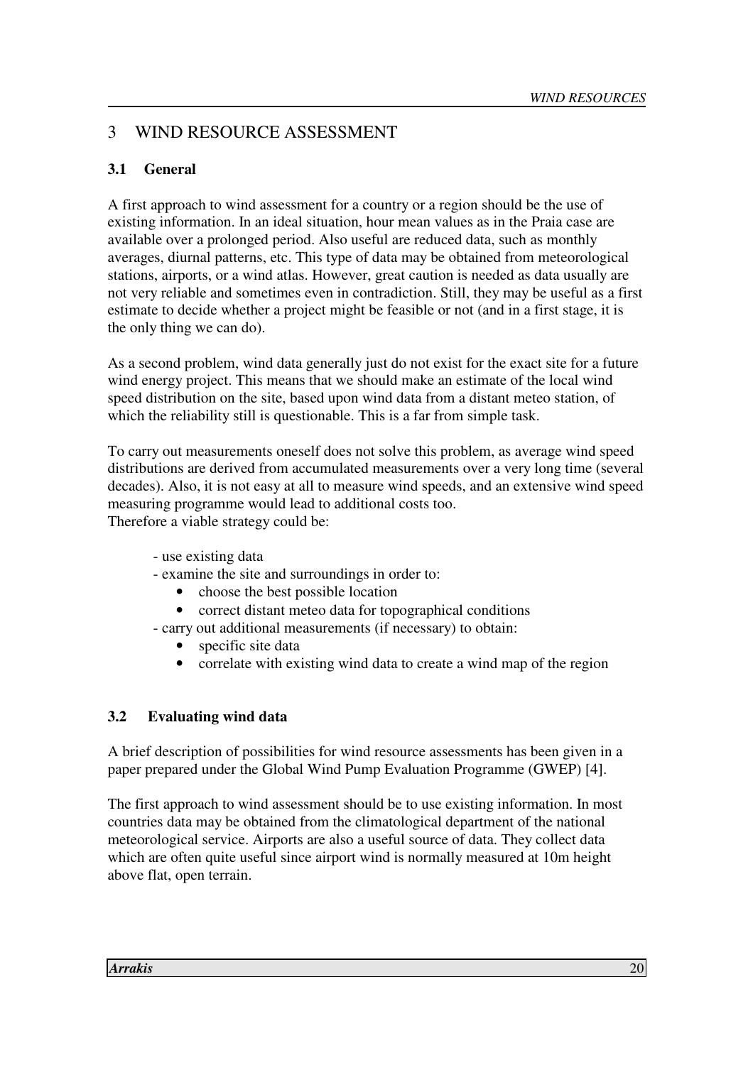# 3 WIND RESOURCE ASSESSMENT

## 3.1 General

A first approach to wind assessment for a country or a region should be the use of existing information. In an ideal situation, hour mean values as in the Praia case are available over a prolonged period. Also useful are reduced data, such as monthly averages, diurnal patterns, etc. This type of data may be obtained from meteorological stations, airports, or a wind atlas. However, great caution is needed as data usually are not very reliable and sometimes even in contradiction. Still, they may be useful as a first estimate to decide whether a project might be feasible or not (and in a first stage, it is the only thing we can do).

As a second problem, wind data generally just do not exist for the exact site for a future wind energy project. This means that we should make an estimate of the local wind speed distribution on the site, based upon wind data from a distant meteo station, of which the reliability still is questionable. This is a far from simple task.

To carry out measurements oneself does not solve this problem, as average wind speed distributions are derived from accumulated measurements over a very long time (several decades). Also, it is not easy at all to measure wind speeds, and an extensive wind speed measuring programme would lead to additional costs too.
Therefore a viable strategy could be:

- use existing data
- examine the site and surroundings in order to:
  - choose the best possible location
  - correct distant meteo data for topographical conditions
- carry out additional measurements (if necessary) to obtain:
  - specific site data
  - correlate with existing wind data to create a wind map of the region

## 3.2 Evaluating wind data

A brief description of possibilities for wind resource assessments has been given in a paper prepared under the Global Wind Pump Evaluation Programme (GWEP) [4].

The first approach to wind assessment should be to use existing information. In most countries data may be obtained from the climatological department of the national meteorological service. Airports are also a useful source of data. They collect data which are often quite useful since airport wind is normally measured at 10m height above flat, open terrain.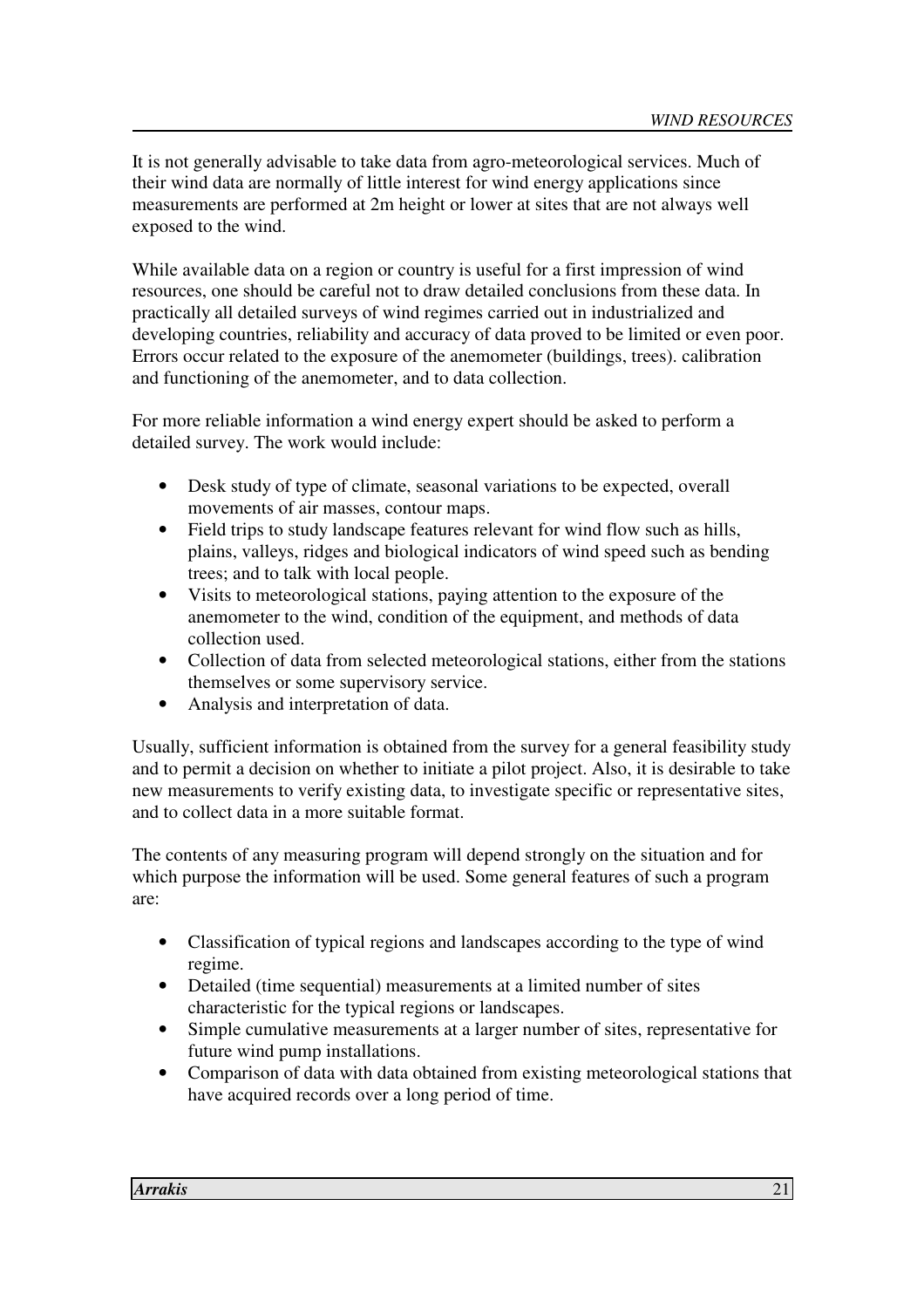It is not generally advisable to take data from agro-meteorological services. Much of their wind data are normally of little interest for wind energy applications since measurements are performed at 2m height or lower at sites that are not always well exposed to the wind.

While available data on a region or country is useful for a first impression of wind resources, one should be careful not to draw detailed conclusions from these data. In practically all detailed surveys of wind regimes carried out in industrialized and developing countries, reliability and accuracy of data proved to be limited or even poor. Errors occur related to the exposure of the anemometer (buildings, trees). calibration and functioning of the anemometer, and to data collection.

For more reliable information a wind energy expert should be asked to perform a detailed survey. The work would include:

- Desk study of type of climate, seasonal variations to be expected, overall movements of air masses, contour maps.
- Field trips to study landscape features relevant for wind flow such as hills, plains, valleys, ridges and biological indicators of wind speed such as bending trees; and to talk with local people.
- Visits to meteorological stations, paying attention to the exposure of the anemometer to the wind, condition of the equipment, and methods of data collection used.
- Collection of data from selected meteorological stations, either from the stations themselves or some supervisory service.
- Analysis and interpretation of data.

Usually, sufficient information is obtained from the survey for a general feasibility study and to permit a decision on whether to initiate a pilot project. Also, it is desirable to take new measurements to verify existing data, to investigate specific or representative sites, and to collect data in a more suitable format.

The contents of any measuring program will depend strongly on the situation and for which purpose the information will be used. Some general features of such a program are:

- Classification of typical regions and landscapes according to the type of wind regime.
- Detailed (time sequential) measurements at a limited number of sites characteristic for the typical regions or landscapes.
- Simple cumulative measurements at a larger number of sites, representative for future wind pump installations.
- Comparison of data with data obtained from existing meteorological stations that have acquired records over a long period of time.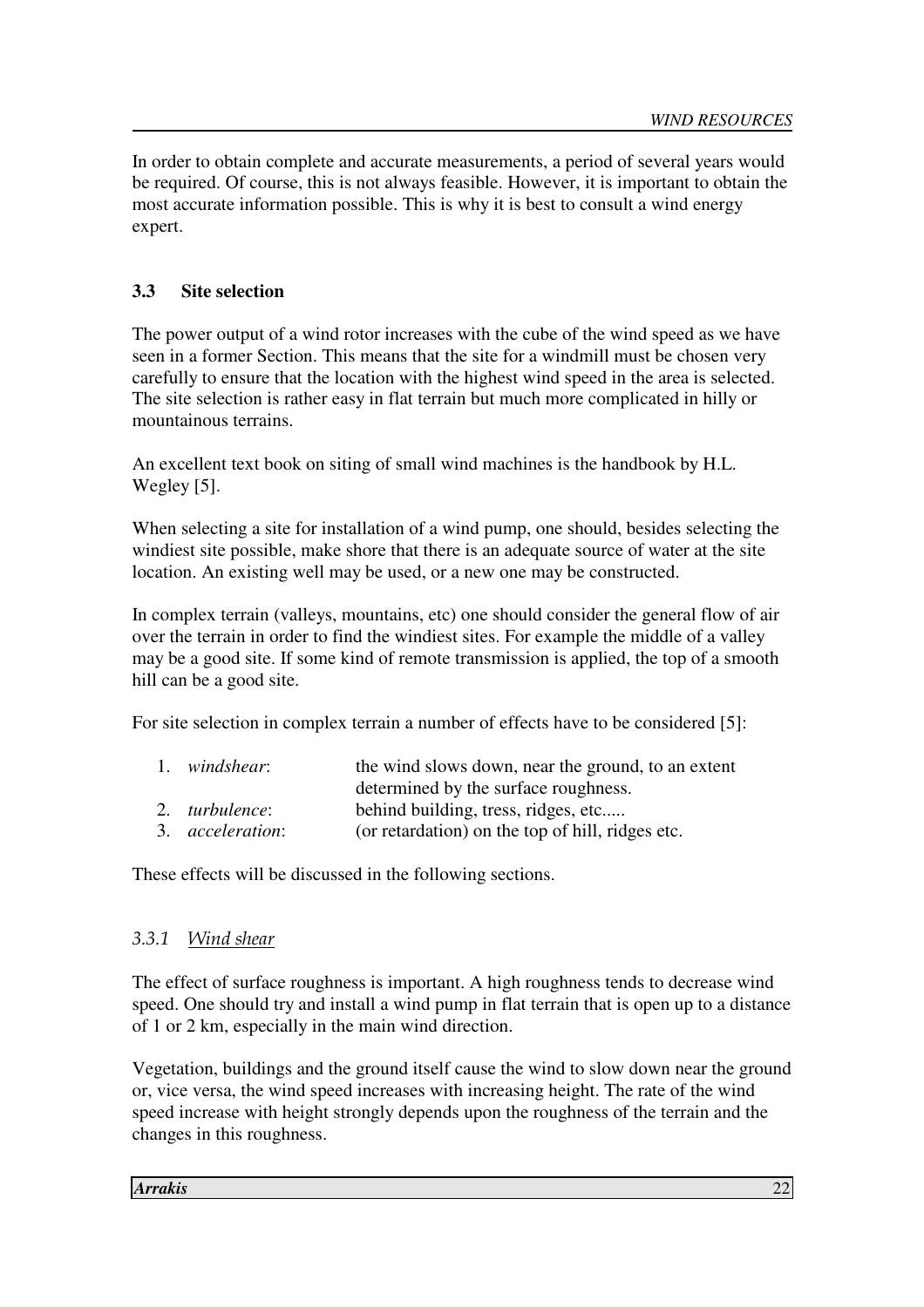In order to obtain complete and accurate measurements, a period of several years would be required. Of course, this is not always feasible. However, it is important to obtain the most accurate information possible. This is why it is best to consult a wind energy expert.

## 3.3 Site selection

The power output of a wind rotor increases with the cube of the wind speed as we have seen in a former Section. This means that the site for a windmill must be chosen very carefully to ensure that the location with the highest wind speed in the area is selected. The site selection is rather easy in flat terrain but much more complicated in hilly or mountainous terrains.

An excellent text book on siting of small wind machines is the handbook by H.L. Wegley [5].

When selecting a site for installation of a wind pump, one should, besides selecting the windiest site possible, make shore that there is an adequate source of water at the site location. An existing well may be used, or a new one may be constructed.

In complex terrain (valleys, mountains, etc) one should consider the general flow of air over the terrain in order to find the windiest sites. For example the middle of a valley may be a good site. If some kind of remote transmission is applied, the top of a smooth hill can be a good site.

For site selection in complex terrain a number of effects have to be considered [5]:

1. *windshear*: the wind slows down, near the ground, to an extent determined by the surface roughness.
2. *turbulence*: behind building, tress, ridges, etc.....
3. *acceleration*: (or retardation) on the top of hill, ridges etc.

These effects will be discussed in the following sections.

### *3.3.1 Wind shear*

The effect of surface roughness is important. A high roughness tends to decrease wind speed. One should try and install a wind pump in flat terrain that is open up to a distance of 1 or 2 km, especially in the main wind direction.

Vegetation, buildings and the ground itself cause the wind to slow down near the ground or, vice versa, the wind speed increases with increasing height. The rate of the wind speed increase with height strongly depends upon the roughness of the terrain and the changes in this roughness.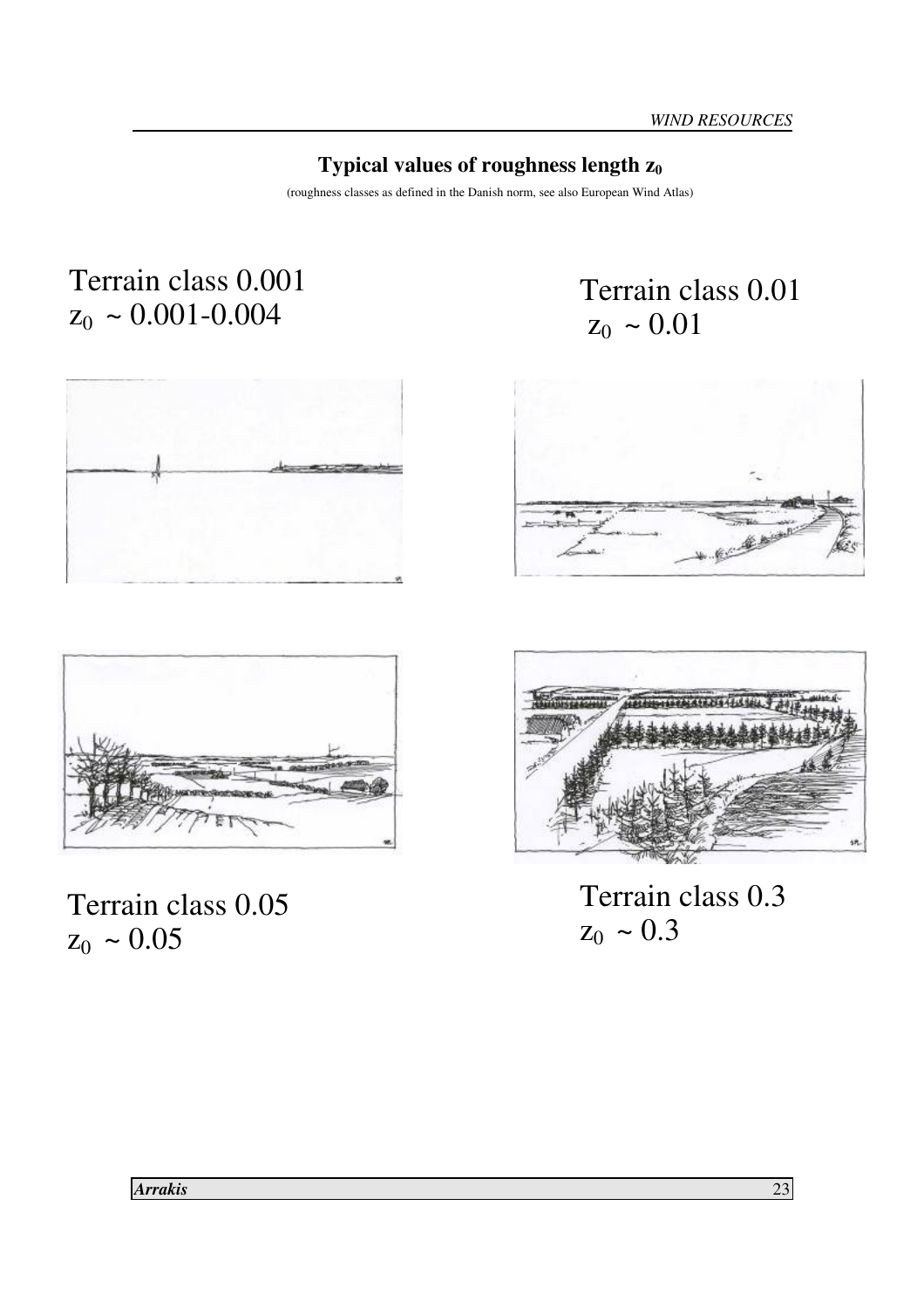**Typical values of roughness length $z_0$**

(roughness classes as defined in the Danish norm, see also European Wind Atlas)

Terrain class 0.001
$z_0$ ~ 0.001-0.004

Terrain class 0.01
$z_0$ ~ 0.01

Terrain class 0.05
$z_0$ ~ 0.05

Terrain class 0.3
$z_0$ ~ 0.3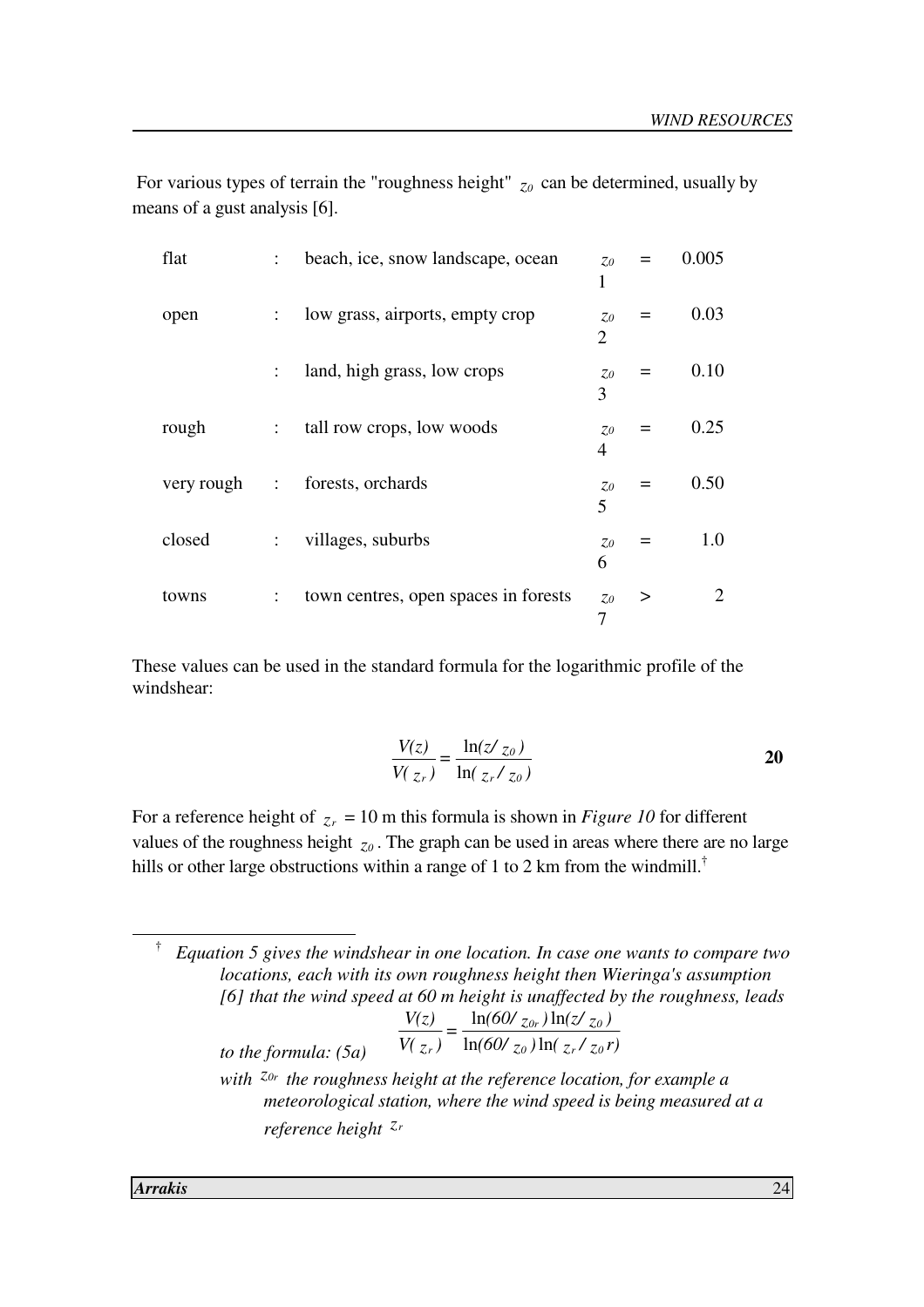For various types of terrain the "roughness height" $z_0$ can be determined, usually by means of a gust analysis [6].

| | | | |
|---|---|---|---|
| flat | : | beach, ice, snow landscape, ocean | $z_{01} = 0.005$ |
| open | : | low grass, airports, empty crop | $z_{02} = 0.03$ |
| | : | land, high grass, low crops | $z_{03} = 0.10$ |
| rough | : | tall row crops, low woods | $z_{04} = 0.25$ |
| very rough | : | forests, orchards | $z_{05} = 0.50$ |
| closed | : | villages, suburbs | $z_{06} = 1.0$ |
| towns | : | town centres, open spaces in forests | $z_{07} > 2$ |

These values can be used in the standard formula for the logarithmic profile of the windshear:

$$\frac{V(z)}{V(z_r)} = \frac{\ln(z/z_0)}{\ln(z_r/z_0)} \tag{20}$$

For a reference height of $z_r = 10$ m this formula is shown in *Figure 10* for different values of the roughness height $z_0$. The graph can be used in areas where there are no large hills or other large obstructions within a range of 1 to 2 km from the windmill.[†]

---

[†] *Equation 5 gives the windshear in one location. In case one wants to compare two locations, each with its own roughness height then Wieringa's assumption [6] that the wind speed at 60 m height is unaffected by the roughness, leads to the formula: (5a)*

$$\frac{V(z)}{V(z_r)} = \frac{\ln(60/z_{0r})\ln(z/z_0)}{\ln(60/z_0)\ln(z_r/z_0 r)}$$

*with $z_{0r}$ the roughness height at the reference location, for example a meteorological station, where the wind speed is being measured at a reference height $z_r$*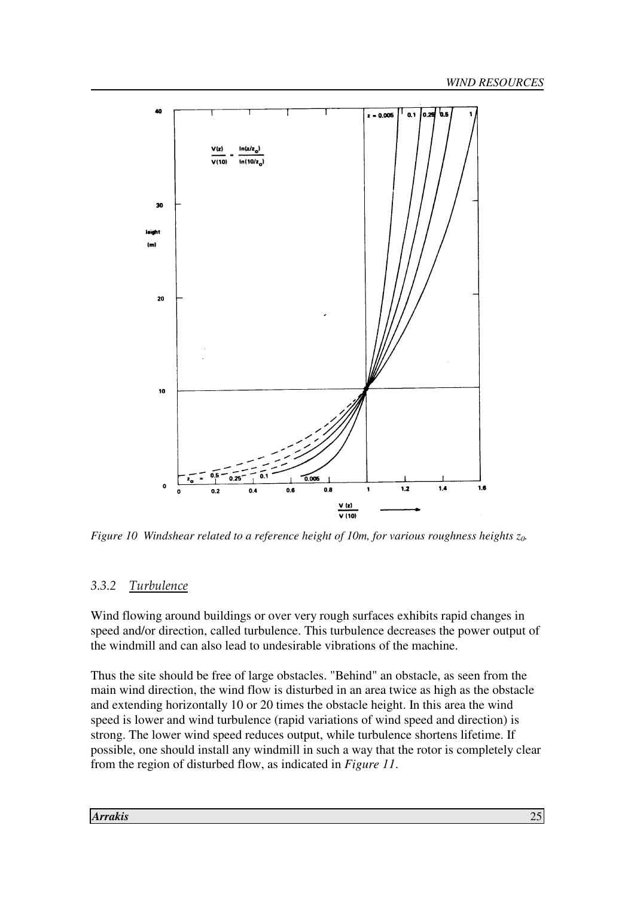*Figure 10 Windshear related to a reference height of 10m, for various roughness heights $z_0$.*

### 3.3.2 Turbulence

Wind flowing around buildings or over very rough surfaces exhibits rapid changes in speed and/or direction, called turbulence. This turbulence decreases the power output of the windmill and can also lead to undesirable vibrations of the machine.

Thus the site should be free of large obstacles. "Behind" an obstacle, as seen from the main wind direction, the wind flow is disturbed in an area twice as high as the obstacle and extending horizontally 10 or 20 times the obstacle height. In this area the wind speed is lower and wind turbulence (rapid variations of wind speed and direction) is strong. The lower wind speed reduces output, while turbulence shortens lifetime. If possible, one should install any windmill in such a way that the rotor is completely clear from the region of disturbed flow, as indicated in *Figure 11*.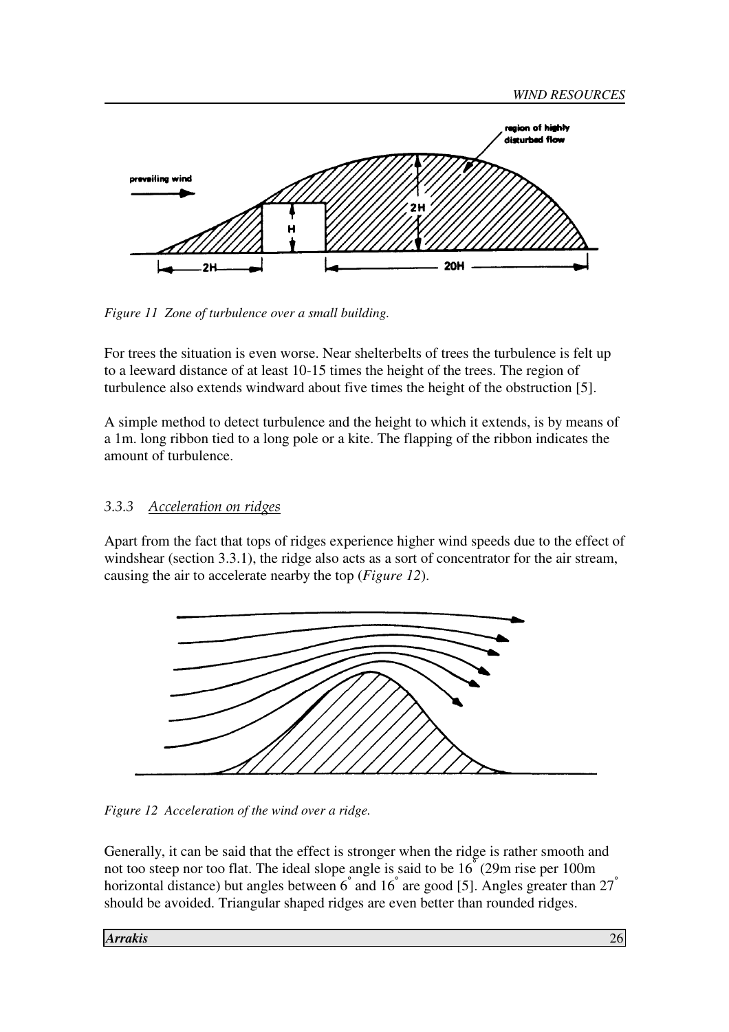Figure 11  Zone of turbulence over a small building.

For trees the situation is even worse. Near shelterbelts of trees the turbulence is felt up to a leeward distance of at least 10-15 times the height of the trees. The region of turbulence also extends windward about five times the height of the obstruction [5].

A simple method to detect turbulence and the height to which it extends, is by means of a 1m. long ribbon tied to a long pole or a kite. The flapping of the ribbon indicates the amount of turbulence.

### 3.3.3 Acceleration on ridges

Apart from the fact that tops of ridges experience higher wind speeds due to the effect of windshear (section 3.3.1), the ridge also acts as a sort of concentrator for the air stream, causing the air to accelerate nearby the top (*Figure 12*).

Figure 12  Acceleration of the wind over a ridge.

Generally, it can be said that the effect is stronger when the ridge is rather smooth and not too steep nor too flat. The ideal slope angle is said to be 16° (29m rise per 100m horizontal distance) but angles between 6° and 16° are good [5]. Angles greater than 27° should be avoided. Triangular shaped ridges are even better than rounded ridges.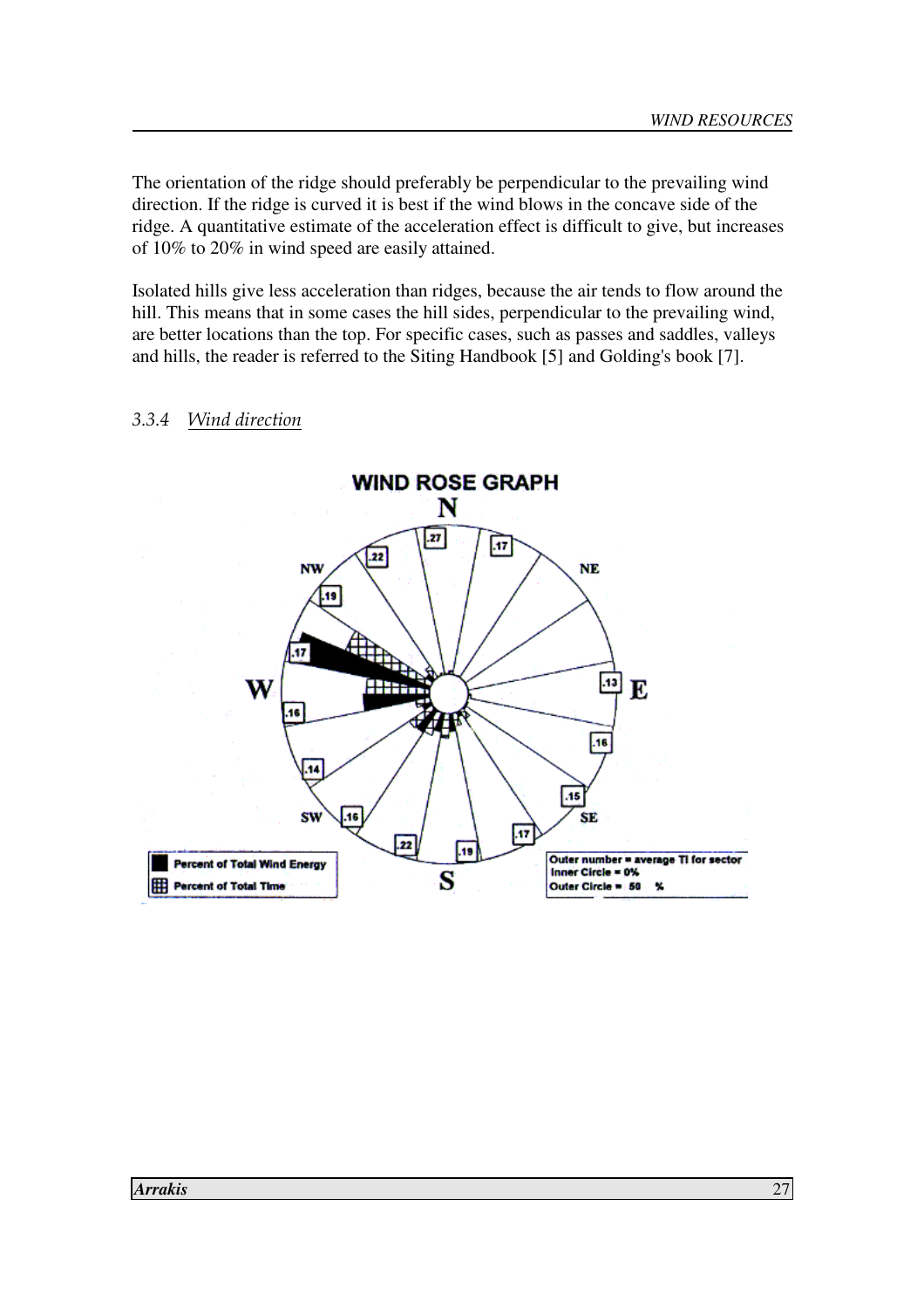The orientation of the ridge should preferably be perpendicular to the prevailing wind direction. If the ridge is curved it is best if the wind blows in the concave side of the ridge. A quantitative estimate of the acceleration effect is difficult to give, but increases of 10% to 20% in wind speed are easily attained.

Isolated hills give less acceleration than ridges, because the air tends to flow around the hill. This means that in some cases the hill sides, perpendicular to the prevailing wind, are better locations than the top. For specific cases, such as passes and saddles, valleys and hills, the reader is referred to the Siting Handbook [5] and Golding's book [7].

### 3.3.4 Wind direction

**WIND ROSE GRAPH**

N, NE, E, SE, S, SW, W, NW

.27, .17, .13, .16, .15, .17, .19, .22, .16, .14, .16, .17, .19, .22

Percent of Total Wind Energy

Percent of Total Time

Outer number = average TI for sector
Inner Circle = 0%
Outer Circle = 50 %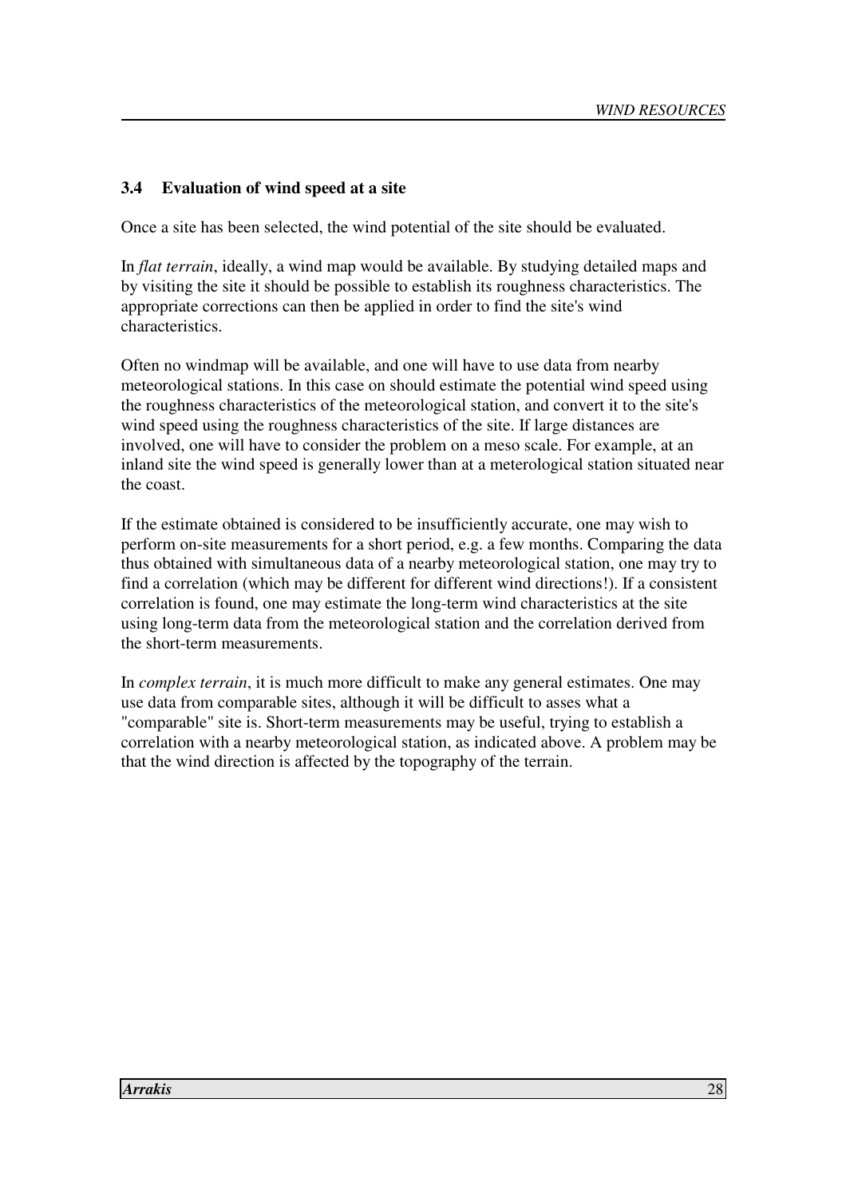### 3.4 Evaluation of wind speed at a site

Once a site has been selected, the wind potential of the site should be evaluated.

In *flat terrain*, ideally, a wind map would be available. By studying detailed maps and by visiting the site it should be possible to establish its roughness characteristics. The appropriate corrections can then be applied in order to find the site's wind characteristics.

Often no windmap will be available, and one will have to use data from nearby meteorological stations. In this case on should estimate the potential wind speed using the roughness characteristics of the meteorological station, and convert it to the site's wind speed using the roughness characteristics of the site. If large distances are involved, one will have to consider the problem on a meso scale. For example, at an inland site the wind speed is generally lower than at a meterological station situated near the coast.

If the estimate obtained is considered to be insufficiently accurate, one may wish to perform on-site measurements for a short period, e.g. a few months. Comparing the data thus obtained with simultaneous data of a nearby meteorological station, one may try to find a correlation (which may be different for different wind directions!). If a consistent correlation is found, one may estimate the long-term wind characteristics at the site using long-term data from the meteorological station and the correlation derived from the short-term measurements.

In *complex terrain*, it is much more difficult to make any general estimates. One may use data from comparable sites, although it will be difficult to asses what a "comparable" site is. Short-term measurements may be useful, trying to establish a correlation with a nearby meteorological station, as indicated above. A problem may be that the wind direction is affected by the topography of the terrain.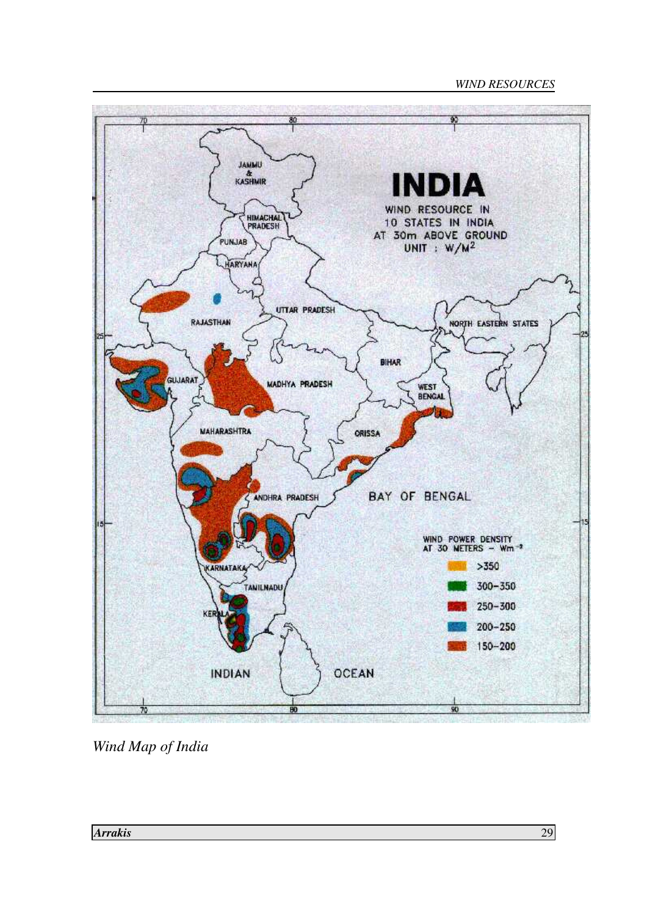*Wind Map of India*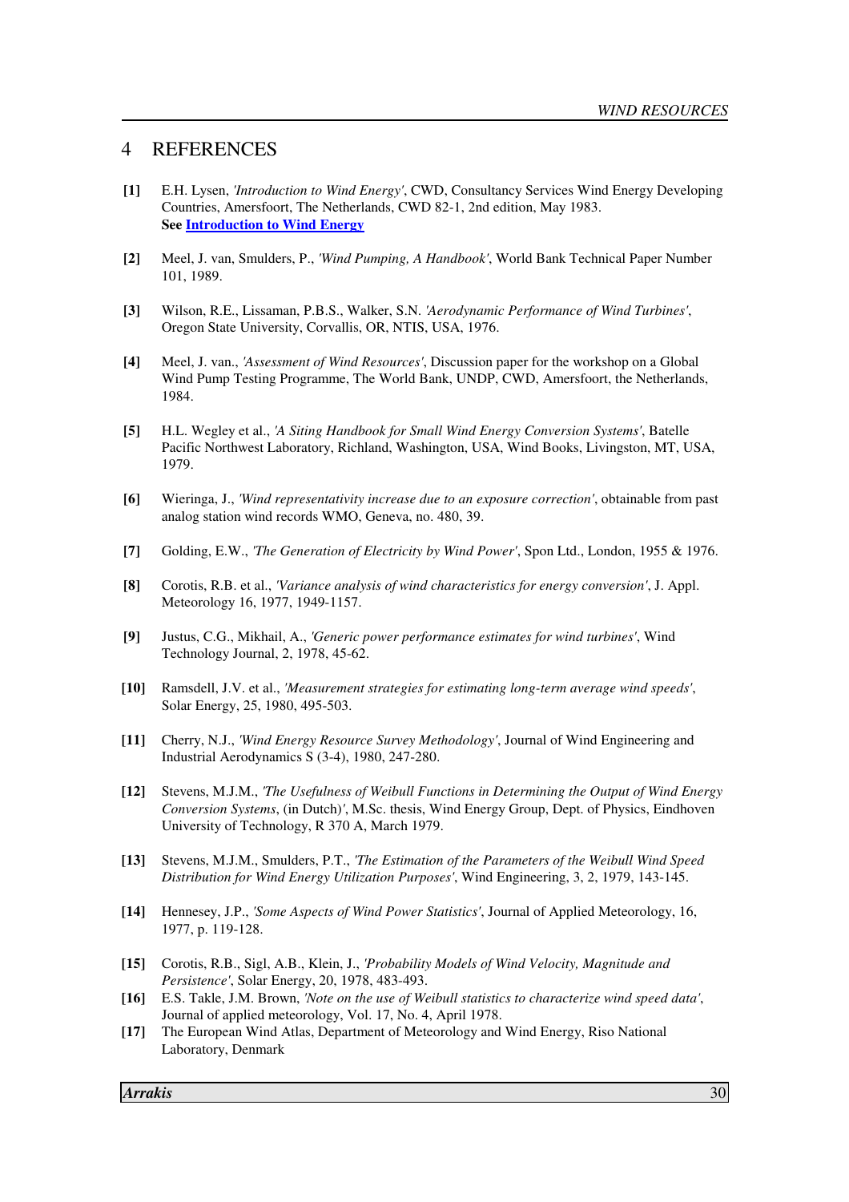# 4 REFERENCES

**[1]** E.H. Lysen, *'Introduction to Wind Energy'*, CWD, Consultancy Services Wind Energy Developing Countries, Amersfoort, The Netherlands, CWD 82-1, 2nd edition, May 1983.
**See Introduction to Wind Energy**

**[2]** Meel, J. van, Smulders, P., *'Wind Pumping, A Handbook'*, World Bank Technical Paper Number 101, 1989.

**[3]** Wilson, R.E., Lissaman, P.B.S., Walker, S.N. *'Aerodynamic Performance of Wind Turbines'*, Oregon State University, Corvallis, OR, NTIS, USA, 1976.

**[4]** Meel, J. van., *'Assessment of Wind Resources'*, Discussion paper for the workshop on a Global Wind Pump Testing Programme, The World Bank, UNDP, CWD, Amersfoort, the Netherlands, 1984.

**[5]** H.L. Wegley et al., *'A Siting Handbook for Small Wind Energy Conversion Systems'*, Batelle Pacific Northwest Laboratory, Richland, Washington, USA, Wind Books, Livingston, MT, USA, 1979.

**[6]** Wieringa, J., *'Wind representativity increase due to an exposure correction'*, obtainable from past analog station wind records WMO, Geneva, no. 480, 39.

**[7]** Golding, E.W., *'The Generation of Electricity by Wind Power'*, Spon Ltd., London, 1955 & 1976.

**[8]** Corotis, R.B. et al., *'Variance analysis of wind characteristics for energy conversion'*, J. Appl. Meteorology 16, 1977, 1949-1157.

**[9]** Justus, C.G., Mikhail, A., *'Generic power performance estimates for wind turbines'*, Wind Technology Journal, 2, 1978, 45-62.

**[10]** Ramsdell, J.V. et al., *'Measurement strategies for estimating long-term average wind speeds'*, Solar Energy, 25, 1980, 495-503.

**[11]** Cherry, N.J., *'Wind Energy Resource Survey Methodology'*, Journal of Wind Engineering and Industrial Aerodynamics S (3-4), 1980, 247-280.

**[12]** Stevens, M.J.M., *'The Usefulness of Weibull Functions in Determining the Output of Wind Energy Conversion Systems*, (in Dutch)*'*, M.Sc. thesis, Wind Energy Group, Dept. of Physics, Eindhoven University of Technology, R 370 A, March 1979.

**[13]** Stevens, M.J.M., Smulders, P.T., *'The Estimation of the Parameters of the Weibull Wind Speed Distribution for Wind Energy Utilization Purposes'*, Wind Engineering, 3, 2, 1979, 143-145.

**[14]** Hennesey, J.P., *'Some Aspects of Wind Power Statistics'*, Journal of Applied Meteorology, 16, 1977, p. 119-128.

**[15]** Corotis, R.B., Sigl, A.B., Klein, J., *'Probability Models of Wind Velocity, Magnitude and Persistence'*, Solar Energy, 20, 1978, 483-493.

**[16]** E.S. Takle, J.M. Brown, *'Note on the use of Weibull statistics to characterize wind speed data'*, Journal of applied meteorology, Vol. 17, No. 4, April 1978.

**[17]** The European Wind Atlas, Department of Meteorology and Wind Energy, Riso National Laboratory, Denmark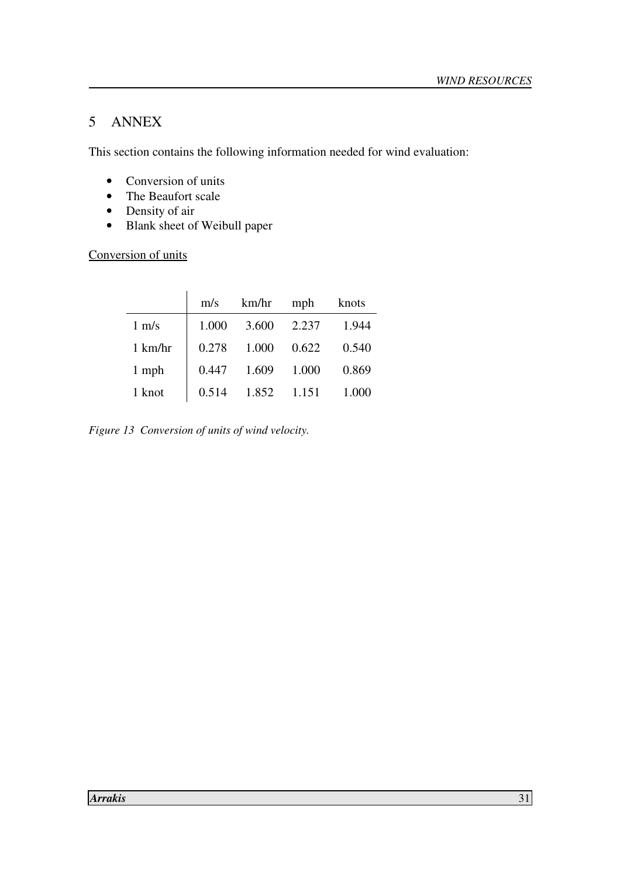# 5 ANNEX

This section contains the following information needed for wind evaluation:

- Conversion of units
- The Beaufort scale
- Density of air
- Blank sheet of Weibull paper

Conversion of units

| | m/s | km/hr | mph | knots |
|---|---|---|---|---|
| 1 m/s | 1.000 | 3.600 | 2.237 | 1.944 |
| 1 km/hr | 0.278 | 1.000 | 0.622 | 0.540 |
| 1 mph | 0.447 | 1.609 | 1.000 | 0.869 |
| 1 knot | 0.514 | 1.852 | 1.151 | 1.000 |

*Figure 13 Conversion of units of wind velocity.*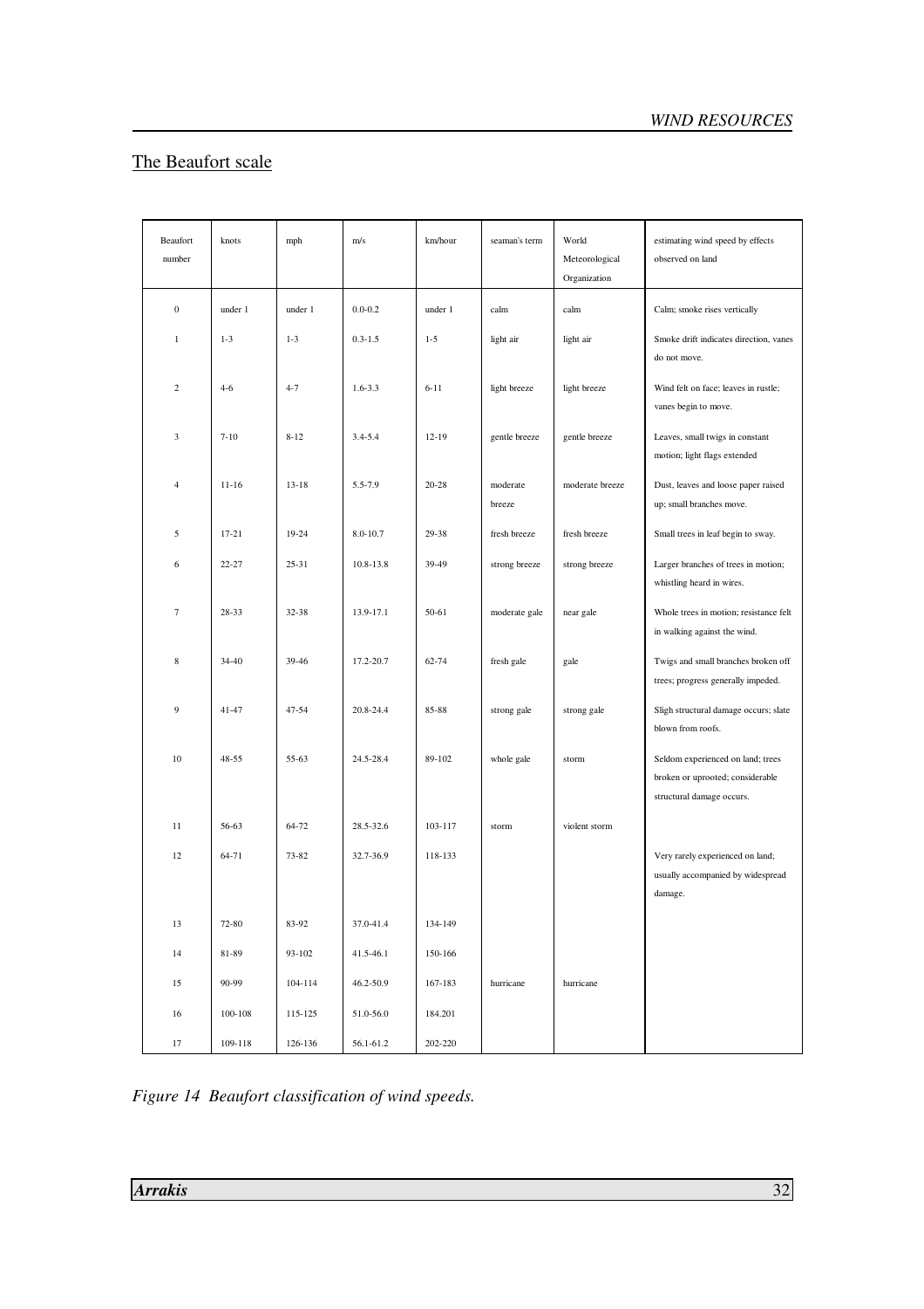## The Beaufort scale

| Beaufort number | knots | mph | m/s | km/hour | seaman's term | World Meteorological Organization | estimating wind speed by effects observed on land |
|---|---|---|---|---|---|---|---|
| 0 | under 1 | under 1 | 0.0-0.2 | under 1 | calm | calm | Calm; smoke rises vertically |
| 1 | 1-3 | 1-3 | 0.3-1.5 | 1-5 | light air | light air | Smoke drift indicates direction, vanes do not move. |
| 2 | 4-6 | 4-7 | 1.6-3.3 | 6-11 | light breeze | light breeze | Wind felt on face; leaves in rustle; vanes begin to move. |
| 3 | 7-10 | 8-12 | 3.4-5.4 | 12-19 | gentle breeze | gentle breeze | Leaves, small twigs in constant motion; light flags extended |
| 4 | 11-16 | 13-18 | 5.5-7.9 | 20-28 | moderate breeze | moderate breeze | Dust, leaves and loose paper raised up; small branches move. |
| 5 | 17-21 | 19-24 | 8.0-10.7 | 29-38 | fresh breeze | fresh breeze | Small trees in leaf begin to sway. |
| 6 | 22-27 | 25-31 | 10.8-13.8 | 39-49 | strong breeze | strong breeze | Larger branches of trees in motion; whistling heard in wires. |
| 7 | 28-33 | 32-38 | 13.9-17.1 | 50-61 | moderate gale | near gale | Whole trees in motion; resistance felt in walking against the wind. |
| 8 | 34-40 | 39-46 | 17.2-20.7 | 62-74 | fresh gale | gale | Twigs and small branches broken off trees; progress generally impeded. |
| 9 | 41-47 | 47-54 | 20.8-24.4 | 85-88 | strong gale | strong gale | Sligh structural damage occurs; slate blown from roofs. |
| 10 | 48-55 | 55-63 | 24.5-28.4 | 89-102 | whole gale | storm | Seldom experienced on land; trees broken or uprooted; considerable structural damage occurs. |
| 11 | 56-63 | 64-72 | 28.5-32.6 | 103-117 | storm | violent storm | |
| 12 | 64-71 | 73-82 | 32.7-36.9 | 118-133 | | | Very rarely experienced on land; usually accompanied by widespread damage. |
| 13 | 72-80 | 83-92 | 37.0-41.4 | 134-149 | | | |
| 14 | 81-89 | 93-102 | 41.5-46.1 | 150-166 | | | |
| 15 | 90-99 | 104-114 | 46.2-50.9 | 167-183 | hurricane | hurricane | |
| 16 | 100-108 | 115-125 | 51.0-56.0 | 184.201 | | | |
| 17 | 109-118 | 126-136 | 56.1-61.2 | 202-220 | | | |

*Figure 14 Beaufort classification of wind speeds.*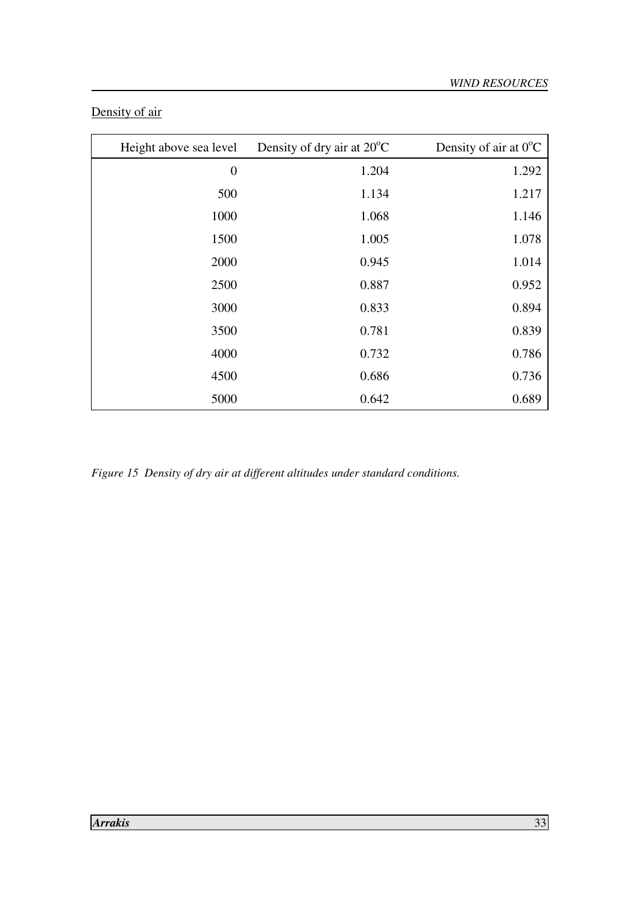Density of air

| Height above sea level | Density of dry air at $20^{o}C$ | Density of air at $0^{o}C$ |
|---|---|---|
| 0 | 1.204 | 1.292 |
| 500 | 1.134 | 1.217 |
| 1000 | 1.068 | 1.146 |
| 1500 | 1.005 | 1.078 |
| 2000 | 0.945 | 1.014 |
| 2500 | 0.887 | 0.952 |
| 3000 | 0.833 | 0.894 |
| 3500 | 0.781 | 0.839 |
| 4000 | 0.732 | 0.786 |
| 4500 | 0.686 | 0.736 |
| 5000 | 0.642 | 0.689 |

*Figure 15 Density of dry air at different altitudes under standard conditions.*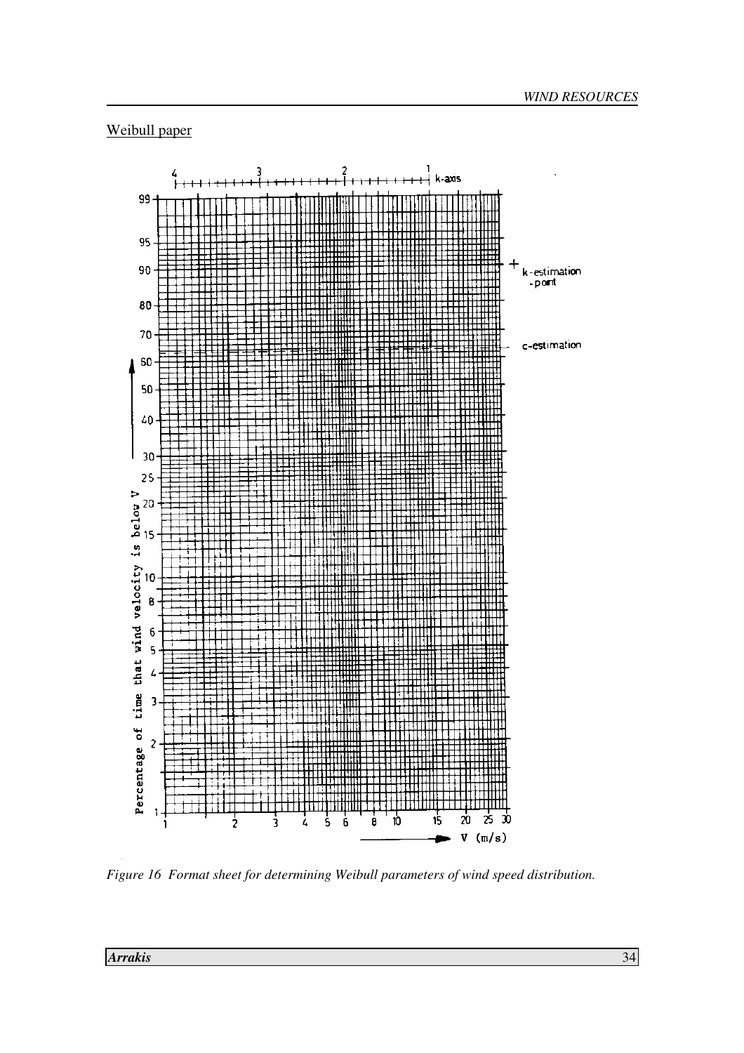Weibull paper

4 3 2 1 k-axis

99
95
90
80
70
60
50
40
30
25
20
15
10
8
6
5
4
3
2
1

k-estimation -point

c-estimation

Percentage of time that wind velocity is below V

1 2 3 4 5 6 8 10 15 20 25 30

V (m/s)

*Figure 16 Format sheet for determining Weibull parameters of wind speed distribution.*